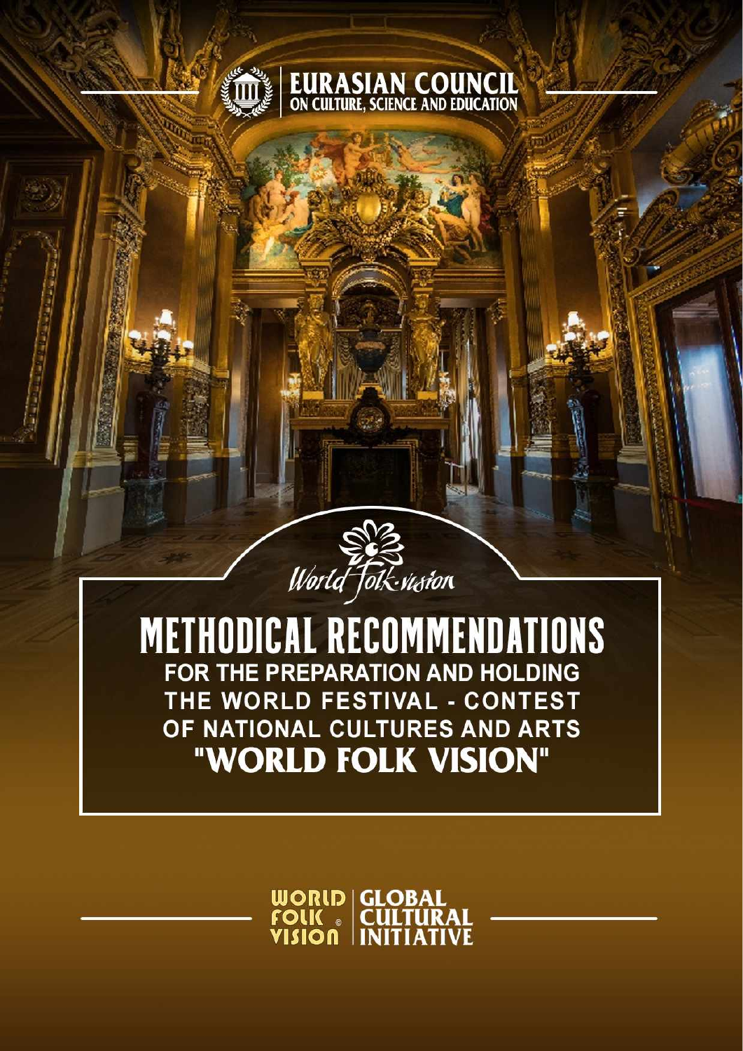EURASIAN COUNCIL
ON CULTURE, SCIENCE AND EDUCATION

World Folk-vision

# METHODICAL RECOMMENDATIONS

## FOR THE PREPARATION AND HOLDING THE WORLD FESTIVAL - CONTEST OF NATIONAL CULTURES AND ARTS "WORLD FOLK VISION"

WORLD FOLK VISION © | GLOBAL CULTURAL INITIATIVE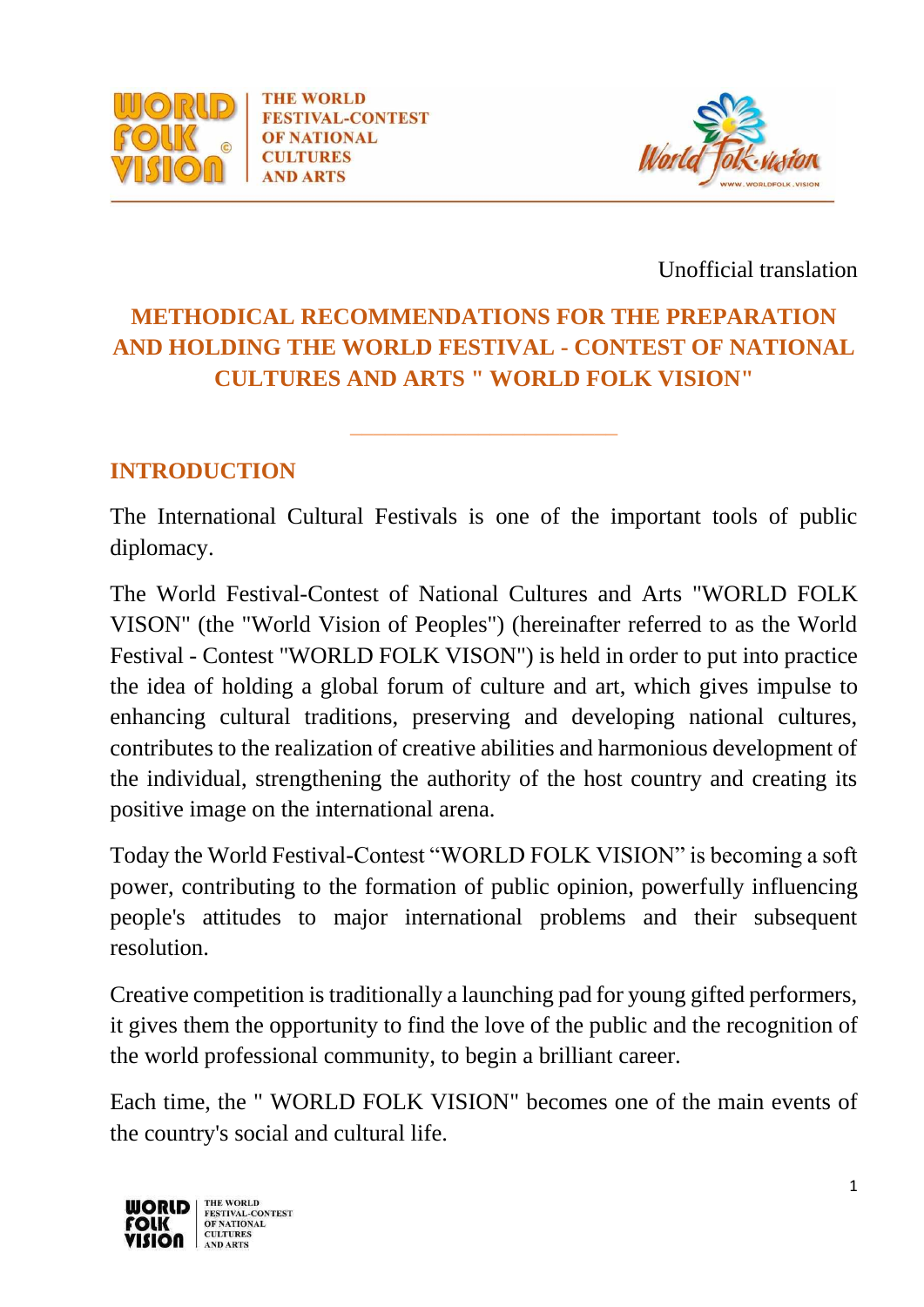Unofficial translation

# METHODICAL RECOMMENDATIONS FOR THE PREPARATION AND HOLDING THE WORLD FESTIVAL - CONTEST OF NATIONAL CULTURES AND ARTS " WORLD FOLK VISION"

## INTRODUCTION

The International Cultural Festivals is one of the important tools of public diplomacy.

The World Festival-Contest of National Cultures and Arts "WORLD FOLK VISON" (the "World Vision of Peoples") (hereinafter referred to as the World Festival - Contest "WORLD FOLK VISON") is held in order to put into practice the idea of holding a global forum of culture and art, which gives impulse to enhancing cultural traditions, preserving and developing national cultures, contributes to the realization of creative abilities and harmonious development of the individual, strengthening the authority of the host country and creating its positive image on the international arena.

Today the World Festival-Contest “WORLD FOLK VISION” is becoming a soft power, contributing to the formation of public opinion, powerfully influencing people's attitudes to major international problems and their subsequent resolution.

Creative competition is traditionally a launching pad for young gifted performers, it gives them the opportunity to find the love of the public and the recognition of the world professional community, to begin a brilliant career.

Each time, the " WORLD FOLK VISION" becomes one of the main events of the country's social and cultural life.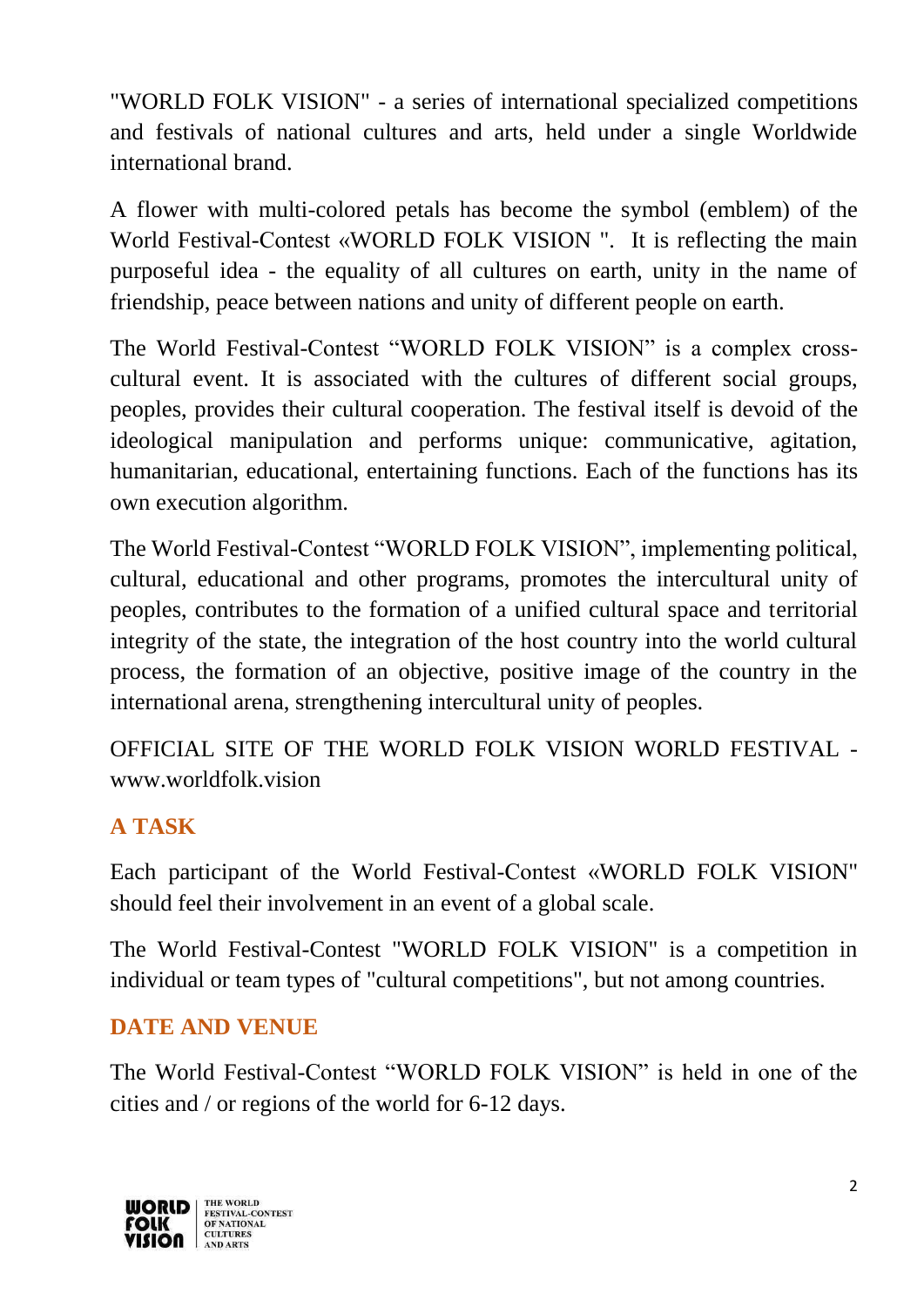"WORLD FOLK VISION" - a series of international specialized competitions and festivals of national cultures and arts, held under a single Worldwide international brand.

A flower with multi-colored petals has become the symbol (emblem) of the World Festival-Contest «WORLD FOLK VISION ". It is reflecting the main purposeful idea - the equality of all cultures on earth, unity in the name of friendship, peace between nations and unity of different people on earth.

The World Festival-Contest “WORLD FOLK VISION” is a complex cross-cultural event. It is associated with the cultures of different social groups, peoples, provides their cultural cooperation. The festival itself is devoid of the ideological manipulation and performs unique: communicative, agitation, humanitarian, educational, entertaining functions. Each of the functions has its own execution algorithm.

The World Festival-Contest “WORLD FOLK VISION”, implementing political, cultural, educational and other programs, promotes the intercultural unity of peoples, contributes to the formation of a unified cultural space and territorial integrity of the state, the integration of the host country into the world cultural process, the formation of an objective, positive image of the country in the international arena, strengthening intercultural unity of peoples.

OFFICIAL SITE OF THE WORLD FOLK VISION WORLD FESTIVAL - www.worldfolk.vision

## A TASK

Each participant of the World Festival-Contest «WORLD FOLK VISION" should feel their involvement in an event of a global scale.

The World Festival-Contest "WORLD FOLK VISION" is a competition in individual or team types of "cultural competitions", but not among countries.

## DATE AND VENUE

The World Festival-Contest “WORLD FOLK VISION” is held in one of the cities and / or regions of the world for 6-12 days.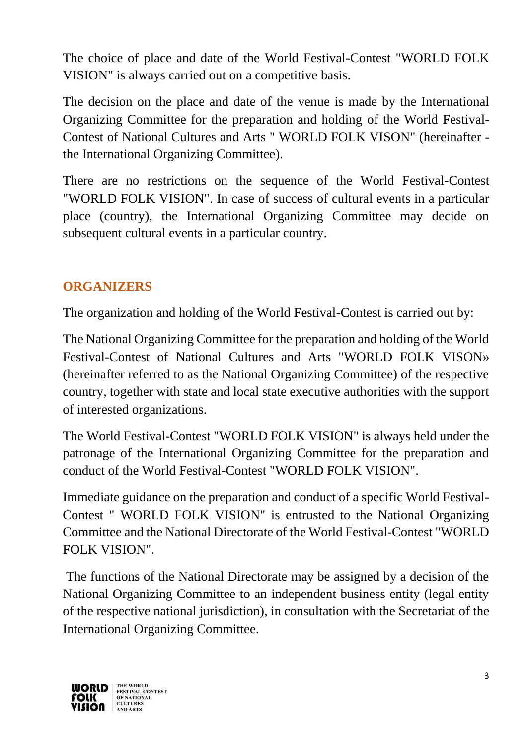The choice of place and date of the World Festival-Contest "WORLD FOLK VISION" is always carried out on a competitive basis.

The decision on the place and date of the venue is made by the International Organizing Committee for the preparation and holding of the World Festival-Contest of National Cultures and Arts " WORLD FOLK VISON" (hereinafter - the International Organizing Committee).

There are no restrictions on the sequence of the World Festival-Contest "WORLD FOLK VISION". In case of success of cultural events in a particular place (country), the International Organizing Committee may decide on subsequent cultural events in a particular country.

## ORGANIZERS

The organization and holding of the World Festival-Contest is carried out by:

The National Organizing Committee for the preparation and holding of the World Festival-Contest of National Cultures and Arts "WORLD FOLK VISON» (hereinafter referred to as the National Organizing Committee) of the respective country, together with state and local state executive authorities with the support of interested organizations.

The World Festival-Contest "WORLD FOLK VISION" is always held under the patronage of the International Organizing Committee for the preparation and conduct of the World Festival-Contest "WORLD FOLK VISION".

Immediate guidance on the preparation and conduct of a specific World Festival-Contest " WORLD FOLK VISION" is entrusted to the National Organizing Committee and the National Directorate of the World Festival-Contest "WORLD FOLK VISION".

The functions of the National Directorate may be assigned by a decision of the National Organizing Committee to an independent business entity (legal entity of the respective national jurisdiction), in consultation with the Secretariat of the International Organizing Committee.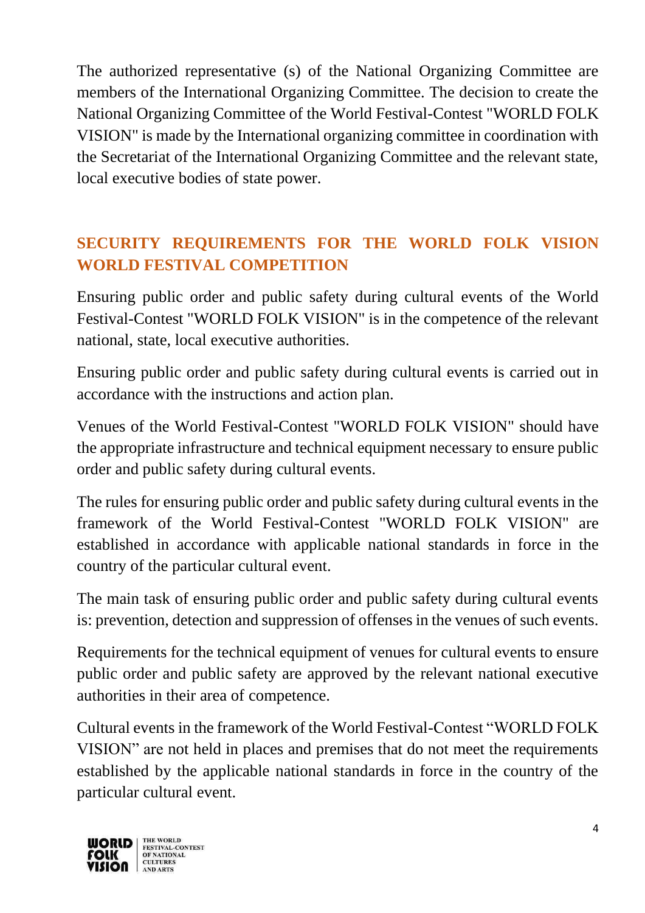The authorized representative (s) of the National Organizing Committee are members of the International Organizing Committee. The decision to create the National Organizing Committee of the World Festival-Contest "WORLD FOLK VISION" is made by the International organizing committee in coordination with the Secretariat of the International Organizing Committee and the relevant state, local executive bodies of state power.

## SECURITY REQUIREMENTS FOR THE WORLD FOLK VISION WORLD FESTIVAL COMPETITION

Ensuring public order and public safety during cultural events of the World Festival-Contest "WORLD FOLK VISION" is in the competence of the relevant national, state, local executive authorities.

Ensuring public order and public safety during cultural events is carried out in accordance with the instructions and action plan.

Venues of the World Festival-Contest "WORLD FOLK VISION" should have the appropriate infrastructure and technical equipment necessary to ensure public order and public safety during cultural events.

The rules for ensuring public order and public safety during cultural events in the framework of the World Festival-Contest "WORLD FOLK VISION" are established in accordance with applicable national standards in force in the country of the particular cultural event.

The main task of ensuring public order and public safety during cultural events is: prevention, detection and suppression of offenses in the venues of such events.

Requirements for the technical equipment of venues for cultural events to ensure public order and public safety are approved by the relevant national executive authorities in their area of competence.

Cultural events in the framework of the World Festival-Contest “WORLD FOLK VISION” are not held in places and premises that do not meet the requirements established by the applicable national standards in force in the country of the particular cultural event.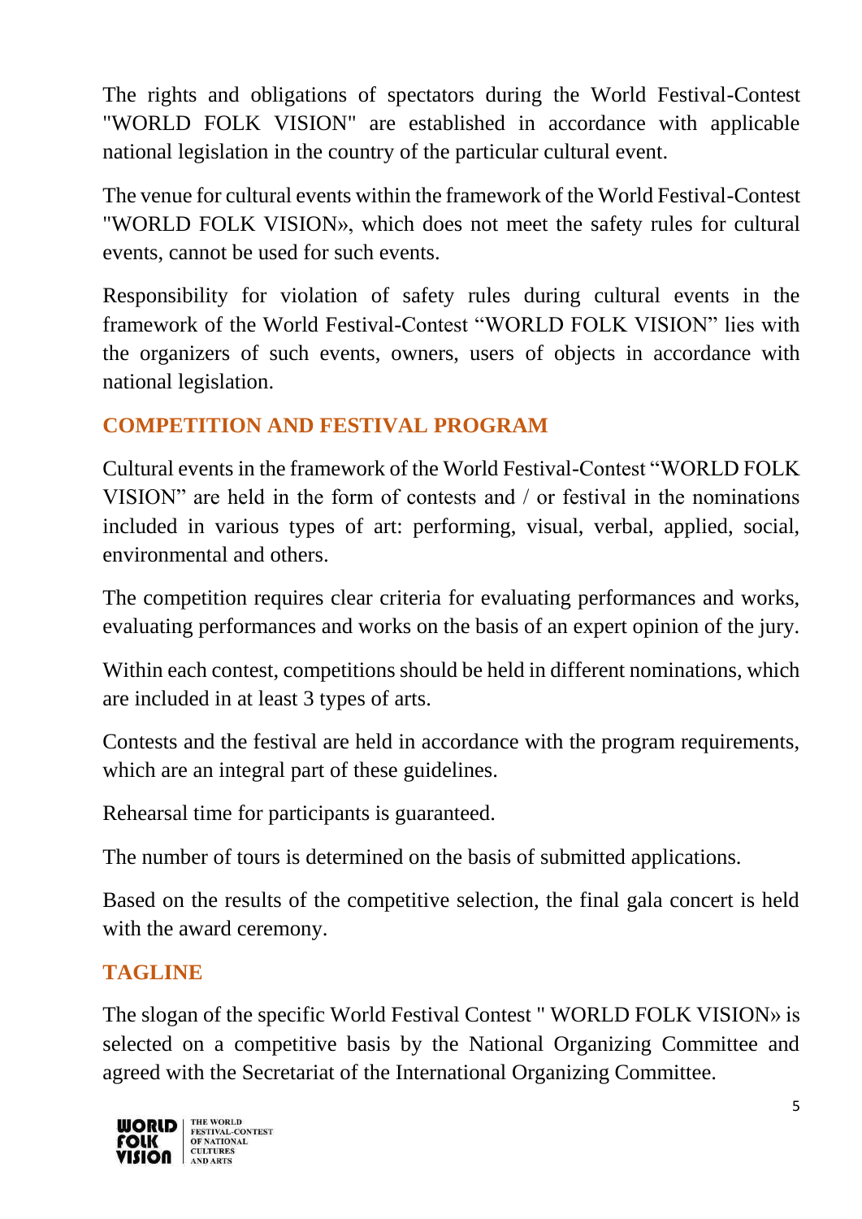The rights and obligations of spectators during the World Festival-Contest "WORLD FOLK VISION" are established in accordance with applicable national legislation in the country of the particular cultural event.

The venue for cultural events within the framework of the World Festival-Contest "WORLD FOLK VISION», which does not meet the safety rules for cultural events, cannot be used for such events.

Responsibility for violation of safety rules during cultural events in the framework of the World Festival-Contest “WORLD FOLK VISION” lies with the organizers of such events, owners, users of objects in accordance with national legislation.

## COMPETITION AND FESTIVAL PROGRAM

Cultural events in the framework of the World Festival-Contest “WORLD FOLK VISION” are held in the form of contests and / or festival in the nominations included in various types of art: performing, visual, verbal, applied, social, environmental and others.

The competition requires clear criteria for evaluating performances and works, evaluating performances and works on the basis of an expert opinion of the jury.

Within each contest, competitions should be held in different nominations, which are included in at least 3 types of arts.

Contests and the festival are held in accordance with the program requirements, which are an integral part of these guidelines.

Rehearsal time for participants is guaranteed.

The number of tours is determined on the basis of submitted applications.

Based on the results of the competitive selection, the final gala concert is held with the award ceremony.

## TAGLINE

The slogan of the specific World Festival Contest " WORLD FOLK VISION» is selected on a competitive basis by the National Organizing Committee and agreed with the Secretariat of the International Organizing Committee.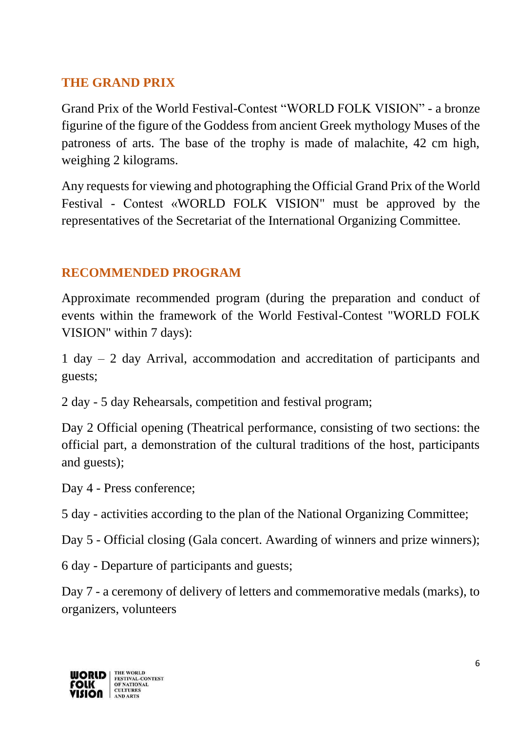## THE GRAND PRIX

Grand Prix of the World Festival-Contest "WORLD FOLK VISION" - a bronze figurine of the figure of the Goddess from ancient Greek mythology Muses of the patroness of arts. The base of the trophy is made of malachite, 42 cm high, weighing 2 kilograms.

Any requests for viewing and photographing the Official Grand Prix of the World Festival - Contest «WORLD FOLK VISION" must be approved by the representatives of the Secretariat of the International Organizing Committee.

## RECOMMENDED PROGRAM

Approximate recommended program (during the preparation and conduct of events within the framework of the World Festival-Contest "WORLD FOLK VISION" within 7 days):

1 day – 2 day Arrival, accommodation and accreditation of participants and guests;

2 day - 5 day Rehearsals, competition and festival program;

Day 2 Official opening (Theatrical performance, consisting of two sections: the official part, a demonstration of the cultural traditions of the host, participants and guests);

Day 4 - Press conference;

5 day - activities according to the plan of the National Organizing Committee;

Day 5 - Official closing (Gala concert. Awarding of winners and prize winners);

6 day - Departure of participants and guests;

Day 7 - a ceremony of delivery of letters and commemorative medals (marks), to organizers, volunteers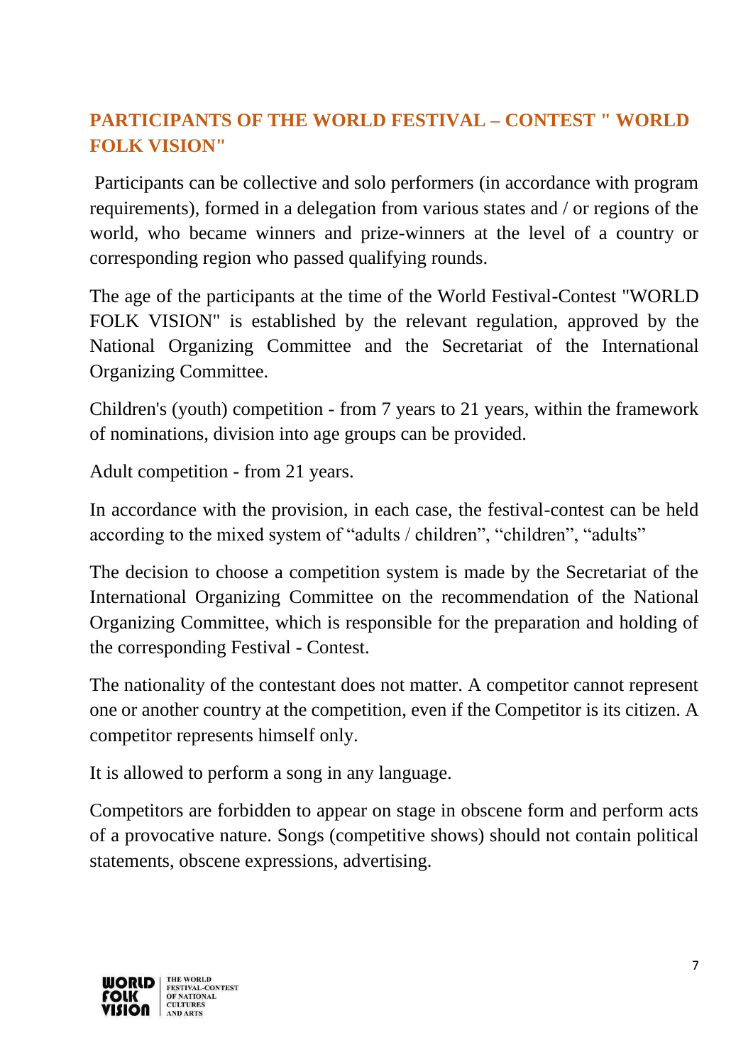## PARTICIPANTS OF THE WORLD FESTIVAL – CONTEST " WORLD FOLK VISION"

Participants can be collective and solo performers (in accordance with program requirements), formed in a delegation from various states and / or regions of the world, who became winners and prize-winners at the level of a country or corresponding region who passed qualifying rounds.

The age of the participants at the time of the World Festival-Contest "WORLD FOLK VISION" is established by the relevant regulation, approved by the National Organizing Committee and the Secretariat of the International Organizing Committee.

Children's (youth) competition - from 7 years to 21 years, within the framework of nominations, division into age groups can be provided.

Adult competition - from 21 years.

In accordance with the provision, in each case, the festival-contest can be held according to the mixed system of "adults / children", "children", "adults"

The decision to choose a competition system is made by the Secretariat of the International Organizing Committee on the recommendation of the National Organizing Committee, which is responsible for the preparation and holding of the corresponding Festival - Contest.

The nationality of the contestant does not matter. A competitor cannot represent one or another country at the competition, even if the Competitor is its citizen. A competitor represents himself only.

It is allowed to perform a song in any language.

Competitors are forbidden to appear on stage in obscene form and perform acts of a provocative nature. Songs (competitive shows) should not contain political statements, obscene expressions, advertising.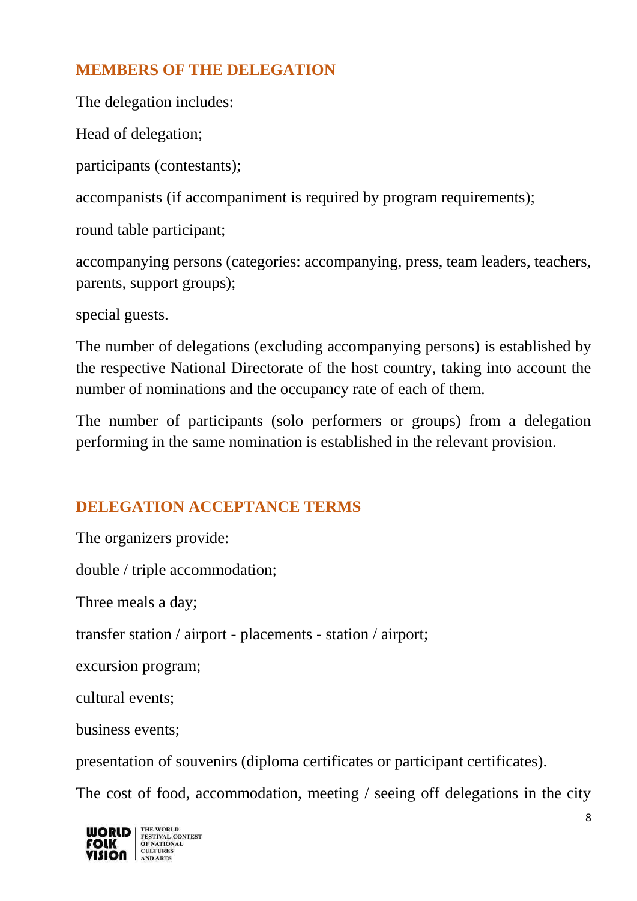## MEMBERS OF THE DELEGATION

The delegation includes:

Head of delegation;

participants (contestants);

accompanists (if accompaniment is required by program requirements);

round table participant;

accompanying persons (categories: accompanying, press, team leaders, teachers, parents, support groups);

special guests.

The number of delegations (excluding accompanying persons) is established by the respective National Directorate of the host country, taking into account the number of nominations and the occupancy rate of each of them.

The number of participants (solo performers or groups) from a delegation performing in the same nomination is established in the relevant provision.

## DELEGATION ACCEPTANCE TERMS

The organizers provide:

double / triple accommodation;

Three meals a day;

transfer station / airport - placements - station / airport;

excursion program;

cultural events;

business events;

presentation of souvenirs (diploma certificates or participant certificates).

The cost of food, accommodation, meeting / seeing off delegations in the city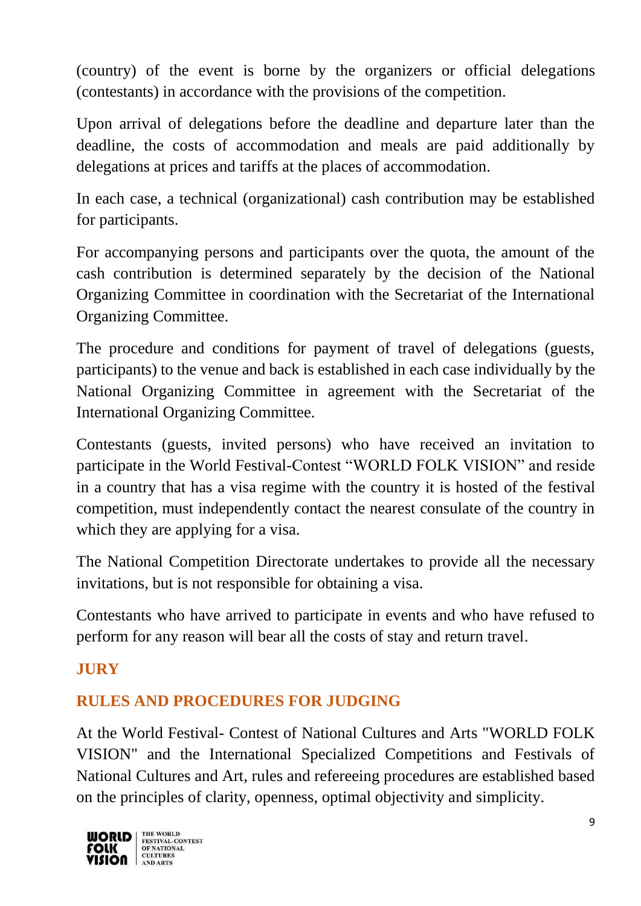(country) of the event is borne by the organizers or official delegations (contestants) in accordance with the provisions of the competition.

Upon arrival of delegations before the deadline and departure later than the deadline, the costs of accommodation and meals are paid additionally by delegations at prices and tariffs at the places of accommodation.

In each case, a technical (organizational) cash contribution may be established for participants.

For accompanying persons and participants over the quota, the amount of the cash contribution is determined separately by the decision of the National Organizing Committee in coordination with the Secretariat of the International Organizing Committee.

The procedure and conditions for payment of travel of delegations (guests, participants) to the venue and back is established in each case individually by the National Organizing Committee in agreement with the Secretariat of the International Organizing Committee.

Contestants (guests, invited persons) who have received an invitation to participate in the World Festival-Contest "WORLD FOLK VISION" and reside in a country that has a visa regime with the country it is hosted of the festival competition, must independently contact the nearest consulate of the country in which they are applying for a visa.

The National Competition Directorate undertakes to provide all the necessary invitations, but is not responsible for obtaining a visa.

Contestants who have arrived to participate in events and who have refused to perform for any reason will bear all the costs of stay and return travel.

## JURY

## RULES AND PROCEDURES FOR JUDGING

At the World Festival- Contest of National Cultures and Arts "WORLD FOLK VISION" and the International Specialized Competitions and Festivals of National Cultures and Art, rules and refereeing procedures are established based on the principles of clarity, openness, optimal objectivity and simplicity.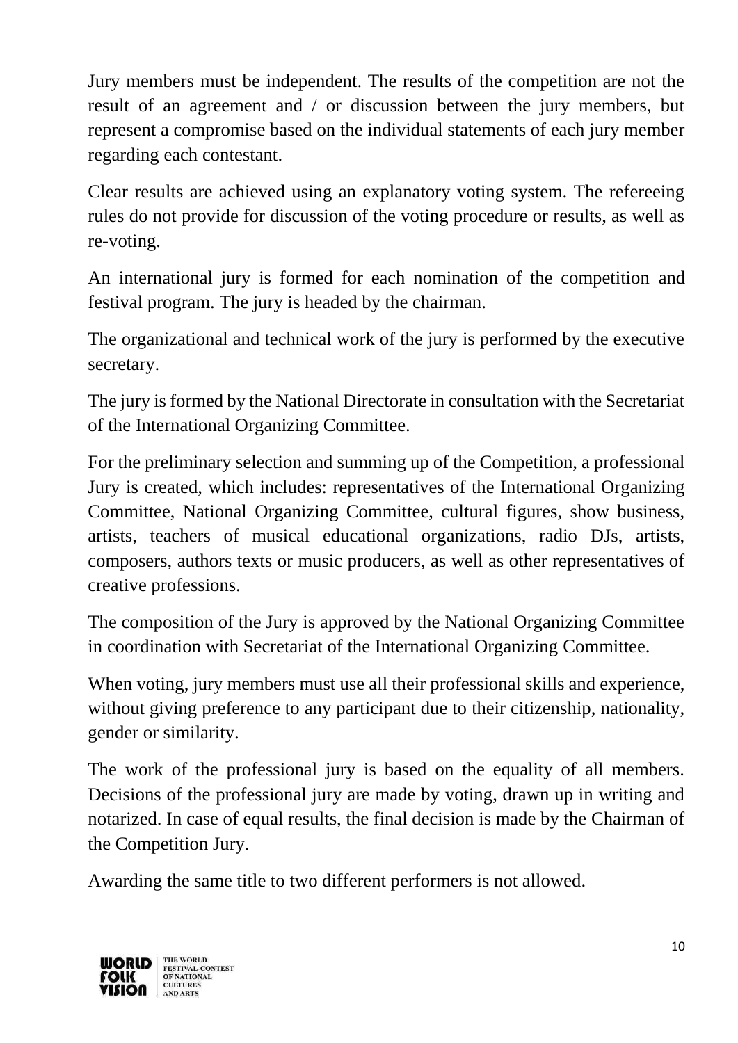Jury members must be independent. The results of the competition are not the result of an agreement and / or discussion between the jury members, but represent a compromise based on the individual statements of each jury member regarding each contestant.

Clear results are achieved using an explanatory voting system. The refereeing rules do not provide for discussion of the voting procedure or results, as well as re-voting.

An international jury is formed for each nomination of the competition and festival program. The jury is headed by the chairman.

The organizational and technical work of the jury is performed by the executive secretary.

The jury is formed by the National Directorate in consultation with the Secretariat of the International Organizing Committee.

For the preliminary selection and summing up of the Competition, a professional Jury is created, which includes: representatives of the International Organizing Committee, National Organizing Committee, cultural figures, show business, artists, teachers of musical educational organizations, radio DJs, artists, composers, authors texts or music producers, as well as other representatives of creative professions.

The composition of the Jury is approved by the National Organizing Committee in coordination with Secretariat of the International Organizing Committee.

When voting, jury members must use all their professional skills and experience, without giving preference to any participant due to their citizenship, nationality, gender or similarity.

The work of the professional jury is based on the equality of all members. Decisions of the professional jury are made by voting, drawn up in writing and notarized. In case of equal results, the final decision is made by the Chairman of the Competition Jury.

Awarding the same title to two different performers is not allowed.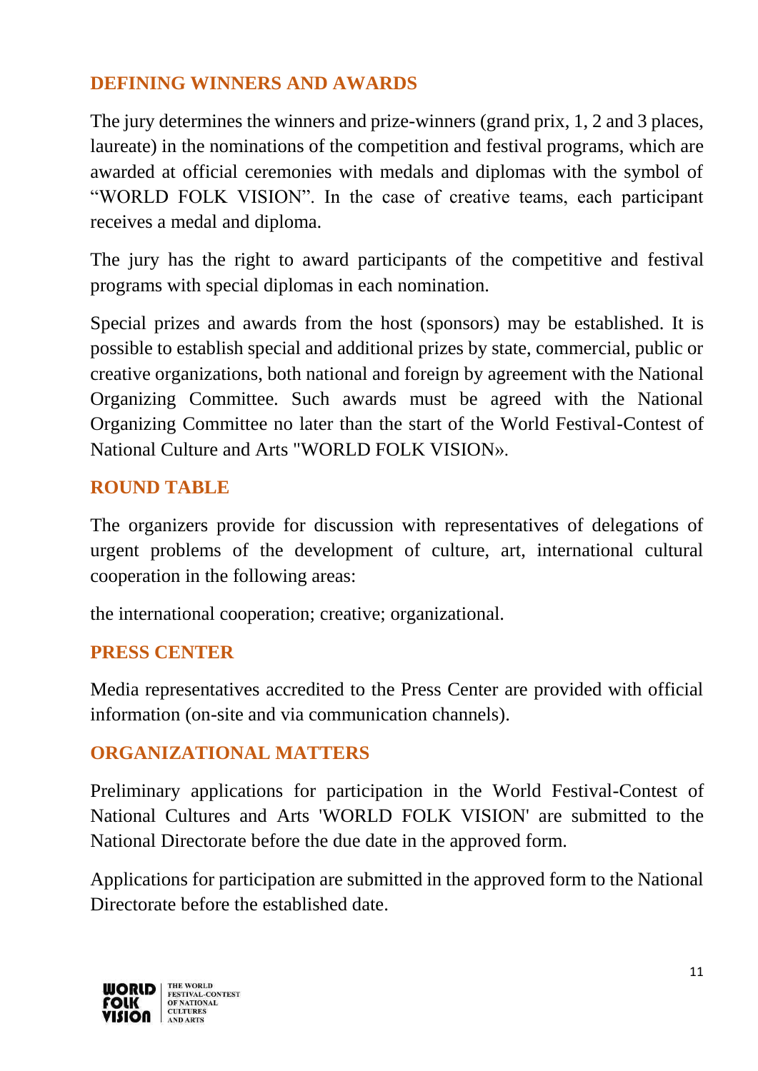## DEFINING WINNERS AND AWARDS

The jury determines the winners and prize-winners (grand prix, 1, 2 and 3 places, laureate) in the nominations of the competition and festival programs, which are awarded at official ceremonies with medals and diplomas with the symbol of "WORLD FOLK VISION". In the case of creative teams, each participant receives a medal and diploma.

The jury has the right to award participants of the competitive and festival programs with special diplomas in each nomination.

Special prizes and awards from the host (sponsors) may be established. It is possible to establish special and additional prizes by state, commercial, public or creative organizations, both national and foreign by agreement with the National Organizing Committee. Such awards must be agreed with the National Organizing Committee no later than the start of the World Festival-Contest of National Culture and Arts "WORLD FOLK VISION».

## ROUND TABLE

The organizers provide for discussion with representatives of delegations of urgent problems of the development of culture, art, international cultural cooperation in the following areas:

the international cooperation; creative; organizational.

## PRESS CENTER

Media representatives accredited to the Press Center are provided with official information (on-site and via communication channels).

## ORGANIZATIONAL MATTERS

Preliminary applications for participation in the World Festival-Contest of National Cultures and Arts 'WORLD FOLK VISION' are submitted to the National Directorate before the due date in the approved form.

Applications for participation are submitted in the approved form to the National Directorate before the established date.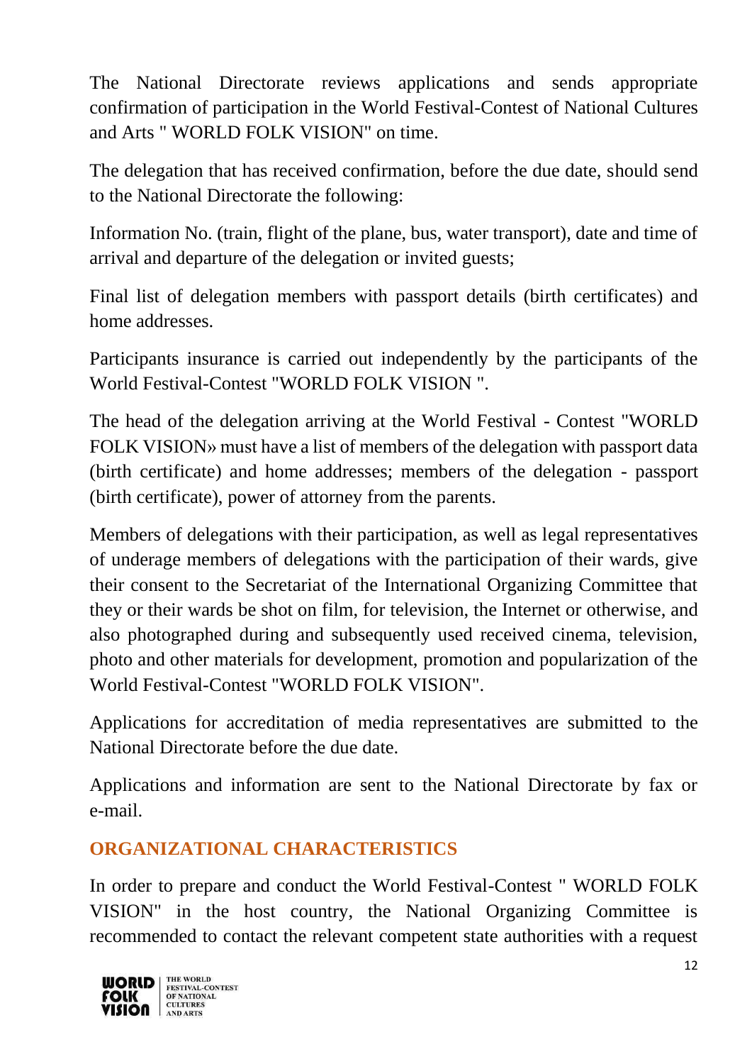The National Directorate reviews applications and sends appropriate confirmation of participation in the World Festival-Contest of National Cultures and Arts " WORLD FOLK VISION" on time.

The delegation that has received confirmation, before the due date, should send to the National Directorate the following:

Information No. (train, flight of the plane, bus, water transport), date and time of arrival and departure of the delegation or invited guests;

Final list of delegation members with passport details (birth certificates) and home addresses.

Participants insurance is carried out independently by the participants of the World Festival-Contest "WORLD FOLK VISION ".

The head of the delegation arriving at the World Festival - Contest "WORLD FOLK VISION» must have a list of members of the delegation with passport data (birth certificate) and home addresses; members of the delegation - passport (birth certificate), power of attorney from the parents.

Members of delegations with their participation, as well as legal representatives of underage members of delegations with the participation of their wards, give their consent to the Secretariat of the International Organizing Committee that they or their wards be shot on film, for television, the Internet or otherwise, and also photographed during and subsequently used received cinema, television, photo and other materials for development, promotion and popularization of the World Festival-Contest "WORLD FOLK VISION".

Applications for accreditation of media representatives are submitted to the National Directorate before the due date.

Applications and information are sent to the National Directorate by fax or e-mail.

## ORGANIZATIONAL CHARACTERISTICS

In order to prepare and conduct the World Festival-Contest " WORLD FOLK VISION" in the host country, the National Organizing Committee is recommended to contact the relevant competent state authorities with a request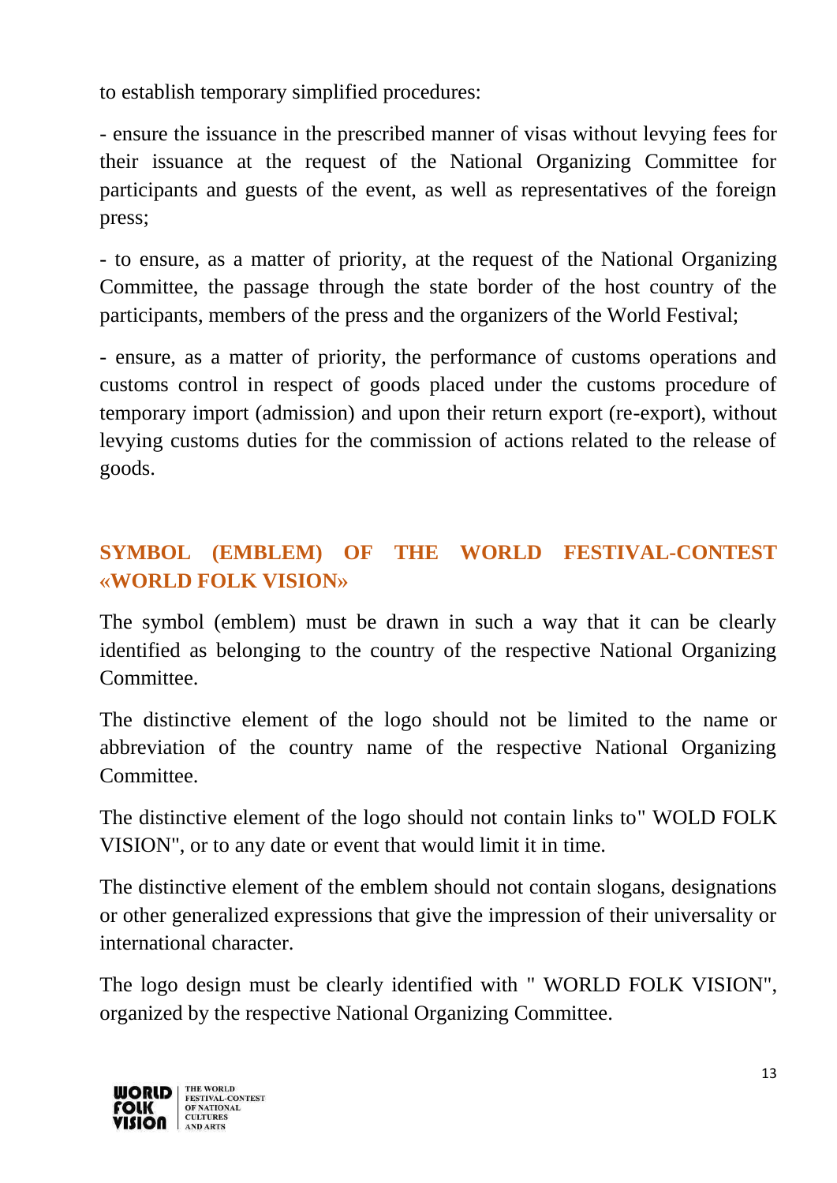to establish temporary simplified procedures:

- ensure the issuance in the prescribed manner of visas without levying fees for their issuance at the request of the National Organizing Committee for participants and guests of the event, as well as representatives of the foreign press;

- to ensure, as a matter of priority, at the request of the National Organizing Committee, the passage through the state border of the host country of the participants, members of the press and the organizers of the World Festival;

- ensure, as a matter of priority, the performance of customs operations and customs control in respect of goods placed under the customs procedure of temporary import (admission) and upon their return export (re-export), without levying customs duties for the commission of actions related to the release of goods.

## SYMBOL (EMBLEM) OF THE WORLD FESTIVAL-CONTEST «WORLD FOLK VISION»

The symbol (emblem) must be drawn in such a way that it can be clearly identified as belonging to the country of the respective National Organizing Committee.

The distinctive element of the logo should not be limited to the name or abbreviation of the country name of the respective National Organizing Committee.

The distinctive element of the logo should not contain links to" WOLD FOLK VISION", or to any date or event that would limit it in time.

The distinctive element of the emblem should not contain slogans, designations or other generalized expressions that give the impression of their universality or international character.

The logo design must be clearly identified with " WORLD FOLK VISION", organized by the respective National Organizing Committee.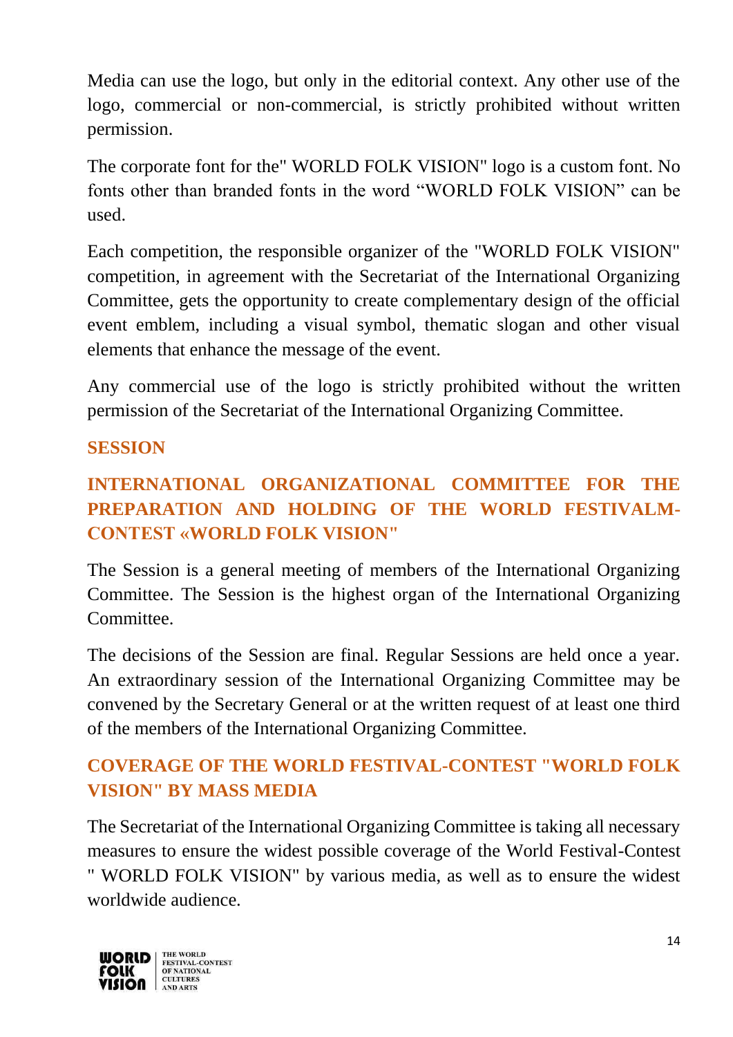Media can use the logo, but only in the editorial context. Any other use of the logo, commercial or non-commercial, is strictly prohibited without written permission.

The corporate font for the" WORLD FOLK VISION" logo is a custom font. No fonts other than branded fonts in the word “WORLD FOLK VISION” can be used.

Each competition, the responsible organizer of the "WORLD FOLK VISION" competition, in agreement with the Secretariat of the International Organizing Committee, gets the opportunity to create complementary design of the official event emblem, including a visual symbol, thematic slogan and other visual elements that enhance the message of the event.

Any commercial use of the logo is strictly prohibited without the written permission of the Secretariat of the International Organizing Committee.

## SESSION

## INTERNATIONAL ORGANIZATIONAL COMMITTEE FOR THE PREPARATION AND HOLDING OF THE WORLD FESTIVALM-CONTEST «WORLD FOLK VISION"

The Session is a general meeting of members of the International Organizing Committee. The Session is the highest organ of the International Organizing Committee.

The decisions of the Session are final. Regular Sessions are held once a year. An extraordinary session of the International Organizing Committee may be convened by the Secretary General or at the written request of at least one third of the members of the International Organizing Committee.

## COVERAGE OF THE WORLD FESTIVAL-CONTEST "WORLD FOLK VISION" BY MASS MEDIA

The Secretariat of the International Organizing Committee is taking all necessary measures to ensure the widest possible coverage of the World Festival-Contest " WORLD FOLK VISION" by various media, as well as to ensure the widest worldwide audience.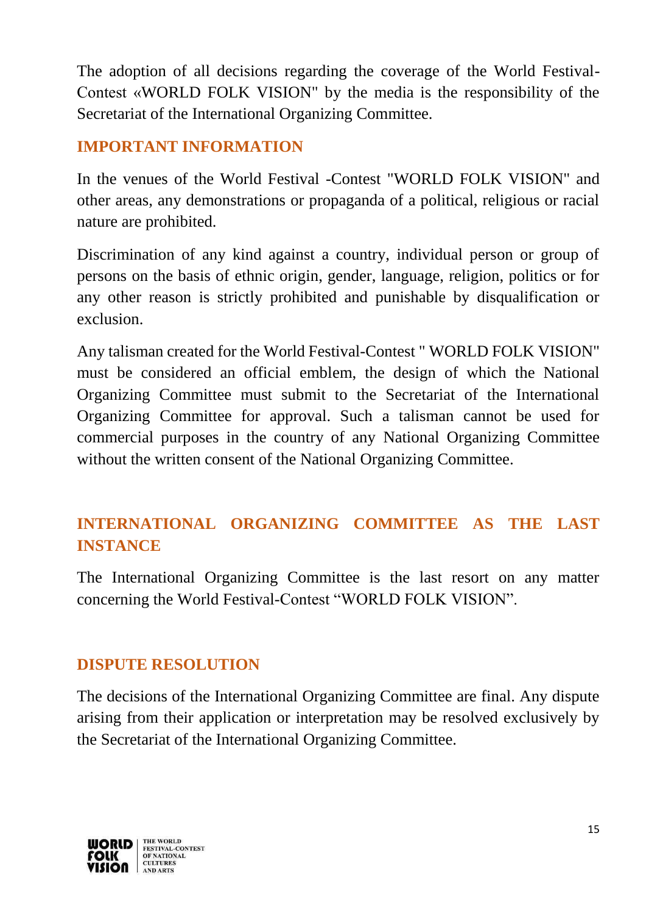The adoption of all decisions regarding the coverage of the World Festival-Contest «WORLD FOLK VISION" by the media is the responsibility of the Secretariat of the International Organizing Committee.

## IMPORTANT INFORMATION

In the venues of the World Festival -Contest "WORLD FOLK VISION" and other areas, any demonstrations or propaganda of a political, religious or racial nature are prohibited.

Discrimination of any kind against a country, individual person or group of persons on the basis of ethnic origin, gender, language, religion, politics or for any other reason is strictly prohibited and punishable by disqualification or exclusion.

Any talisman created for the World Festival-Contest " WORLD FOLK VISION" must be considered an official emblem, the design of which the National Organizing Committee must submit to the Secretariat of the International Organizing Committee for approval. Such a talisman cannot be used for commercial purposes in the country of any National Organizing Committee without the written consent of the National Organizing Committee.

## INTERNATIONAL ORGANIZING COMMITTEE AS THE LAST INSTANCE

The International Organizing Committee is the last resort on any matter concerning the World Festival-Contest "WORLD FOLK VISION".

## DISPUTE RESOLUTION

The decisions of the International Organizing Committee are final. Any dispute arising from their application or interpretation may be resolved exclusively by the Secretariat of the International Organizing Committee.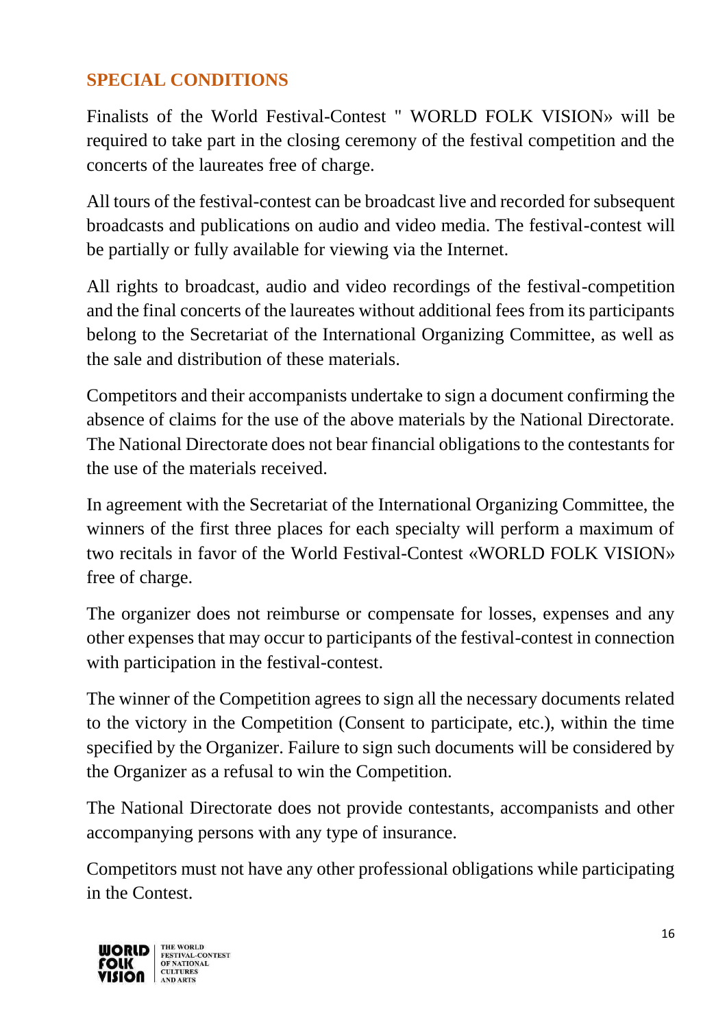## SPECIAL CONDITIONS

Finalists of the World Festival-Contest " WORLD FOLK VISION» will be required to take part in the closing ceremony of the festival competition and the concerts of the laureates free of charge.

All tours of the festival-contest can be broadcast live and recorded for subsequent broadcasts and publications on audio and video media. The festival-contest will be partially or fully available for viewing via the Internet.

All rights to broadcast, audio and video recordings of the festival-competition and the final concerts of the laureates without additional fees from its participants belong to the Secretariat of the International Organizing Committee, as well as the sale and distribution of these materials.

Competitors and their accompanists undertake to sign a document confirming the absence of claims for the use of the above materials by the National Directorate. The National Directorate does not bear financial obligations to the contestants for the use of the materials received.

In agreement with the Secretariat of the International Organizing Committee, the winners of the first three places for each specialty will perform a maximum of two recitals in favor of the World Festival-Contest «WORLD FOLK VISION» free of charge.

The organizer does not reimburse or compensate for losses, expenses and any other expenses that may occur to participants of the festival-contest in connection with participation in the festival-contest.

The winner of the Competition agrees to sign all the necessary documents related to the victory in the Competition (Consent to participate, etc.), within the time specified by the Organizer. Failure to sign such documents will be considered by the Organizer as a refusal to win the Competition.

The National Directorate does not provide contestants, accompanists and other accompanying persons with any type of insurance.

Competitors must not have any other professional obligations while participating in the Contest.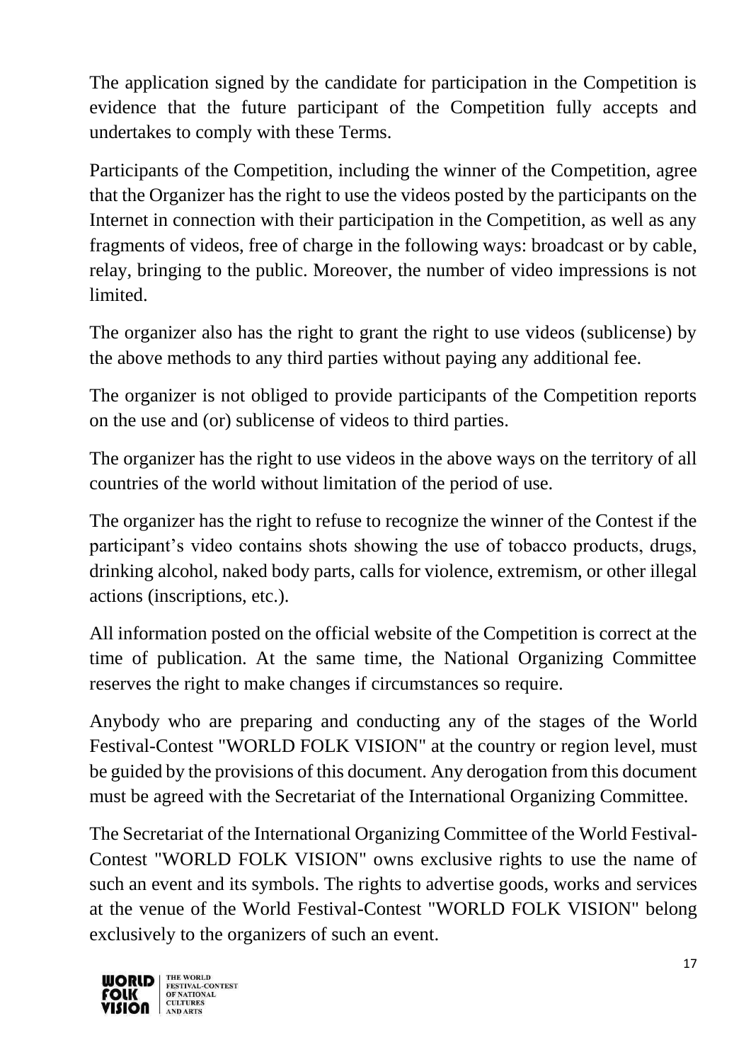The application signed by the candidate for participation in the Competition is evidence that the future participant of the Competition fully accepts and undertakes to comply with these Terms.

Participants of the Competition, including the winner of the Competition, agree that the Organizer has the right to use the videos posted by the participants on the Internet in connection with their participation in the Competition, as well as any fragments of videos, free of charge in the following ways: broadcast or by cable, relay, bringing to the public. Moreover, the number of video impressions is not limited.

The organizer also has the right to grant the right to use videos (sublicense) by the above methods to any third parties without paying any additional fee.

The organizer is not obliged to provide participants of the Competition reports on the use and (or) sublicense of videos to third parties.

The organizer has the right to use videos in the above ways on the territory of all countries of the world without limitation of the period of use.

The organizer has the right to refuse to recognize the winner of the Contest if the participant's video contains shots showing the use of tobacco products, drugs, drinking alcohol, naked body parts, calls for violence, extremism, or other illegal actions (inscriptions, etc.).

All information posted on the official website of the Competition is correct at the time of publication. At the same time, the National Organizing Committee reserves the right to make changes if circumstances so require.

Anybody who are preparing and conducting any of the stages of the World Festival-Contest "WORLD FOLK VISION" at the country or region level, must be guided by the provisions of this document. Any derogation from this document must be agreed with the Secretariat of the International Organizing Committee.

The Secretariat of the International Organizing Committee of the World Festival-Contest "WORLD FOLK VISION" owns exclusive rights to use the name of such an event and its symbols. The rights to advertise goods, works and services at the venue of the World Festival-Contest "WORLD FOLK VISION" belong exclusively to the organizers of such an event.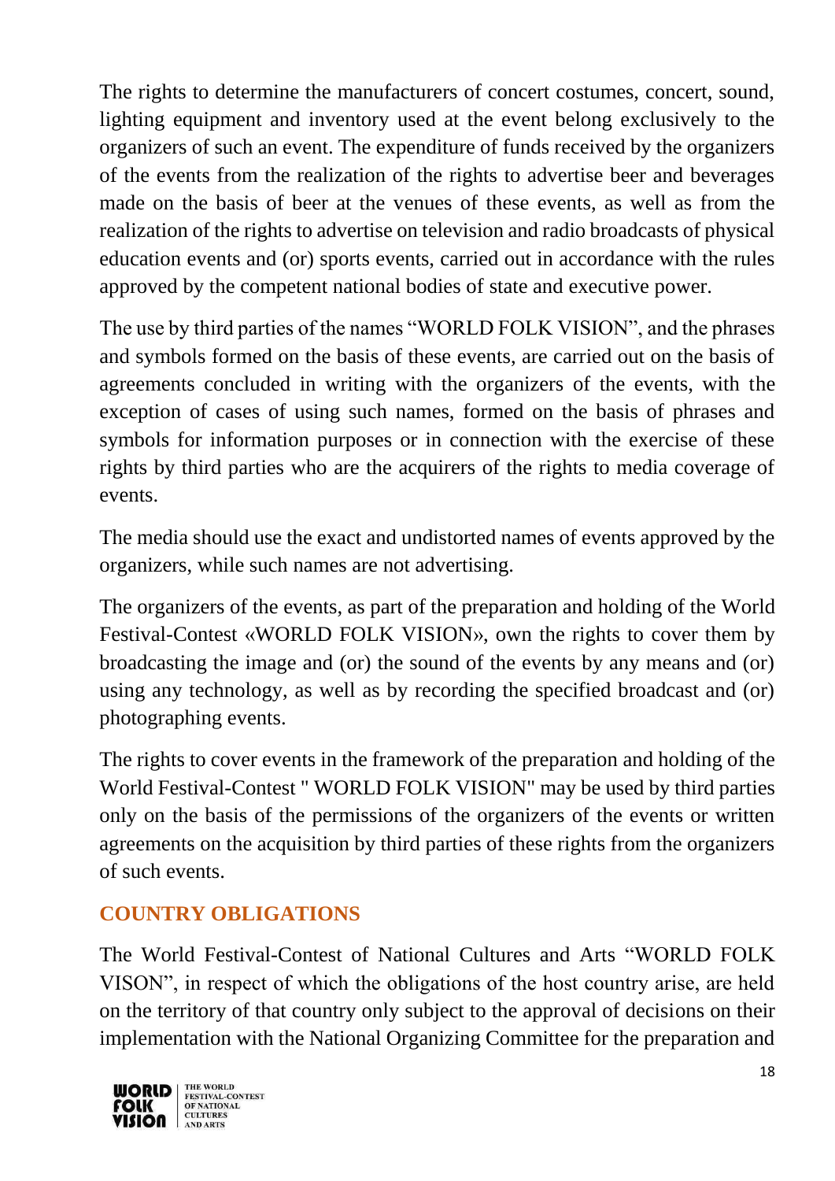The rights to determine the manufacturers of concert costumes, concert, sound, lighting equipment and inventory used at the event belong exclusively to the organizers of such an event. The expenditure of funds received by the organizers of the events from the realization of the rights to advertise beer and beverages made on the basis of beer at the venues of these events, as well as from the realization of the rights to advertise on television and radio broadcasts of physical education events and (or) sports events, carried out in accordance with the rules approved by the competent national bodies of state and executive power.

The use by third parties of the names "WORLD FOLK VISION", and the phrases and symbols formed on the basis of these events, are carried out on the basis of agreements concluded in writing with the organizers of the events, with the exception of cases of using such names, formed on the basis of phrases and symbols for information purposes or in connection with the exercise of these rights by third parties who are the acquirers of the rights to media coverage of events.

The media should use the exact and undistorted names of events approved by the organizers, while such names are not advertising.

The organizers of the events, as part of the preparation and holding of the World Festival-Contest «WORLD FOLK VISION», own the rights to cover them by broadcasting the image and (or) the sound of the events by any means and (or) using any technology, as well as by recording the specified broadcast and (or) photographing events.

The rights to cover events in the framework of the preparation and holding of the World Festival-Contest " WORLD FOLK VISION" may be used by third parties only on the basis of the permissions of the organizers of the events or written agreements on the acquisition by third parties of these rights from the organizers of such events.

## COUNTRY OBLIGATIONS

The World Festival-Contest of National Cultures and Arts "WORLD FOLK VISON", in respect of which the obligations of the host country arise, are held on the territory of that country only subject to the approval of decisions on their implementation with the National Organizing Committee for the preparation and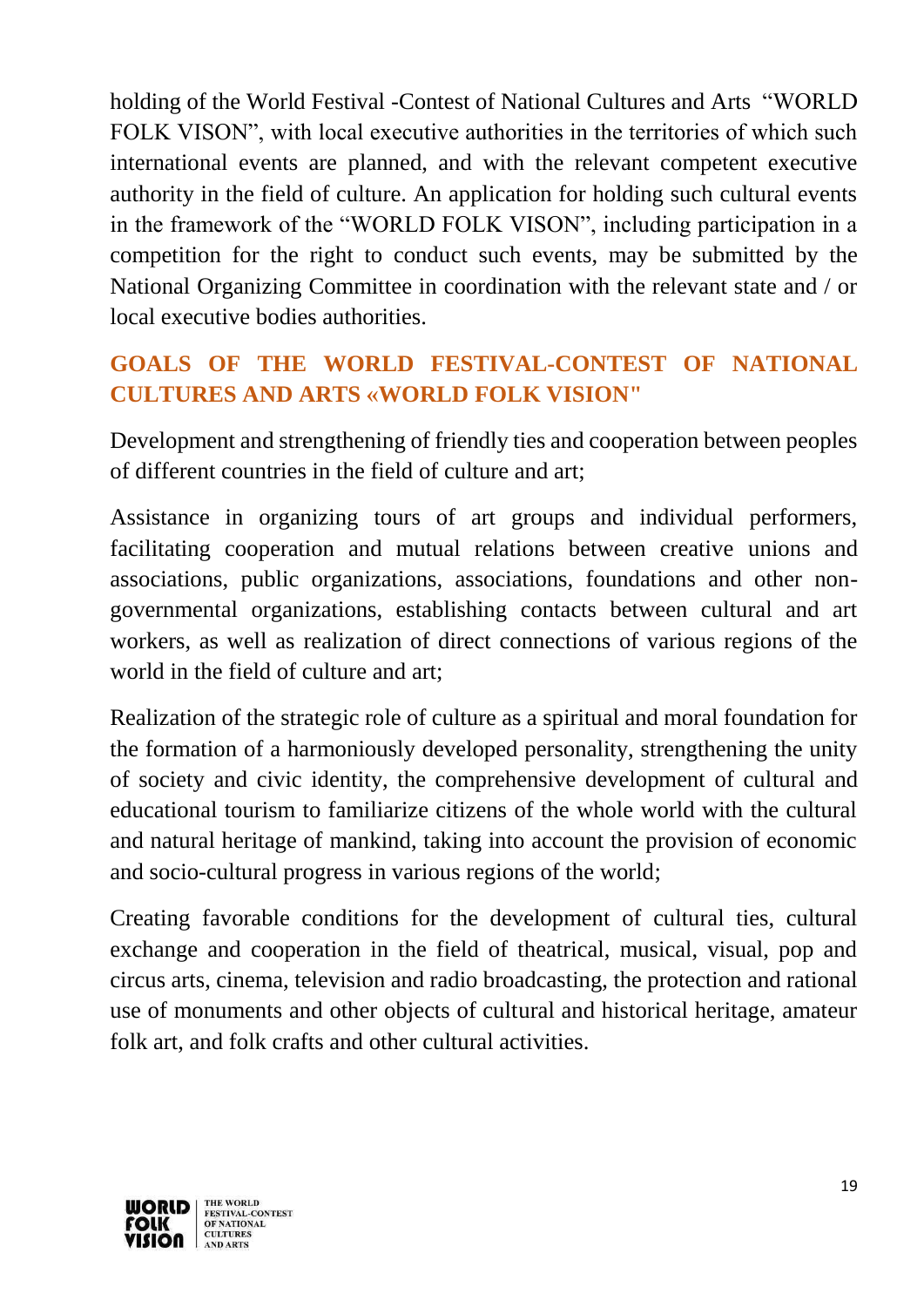holding of the World Festival -Contest of National Cultures and Arts "WORLD FOLK VISON", with local executive authorities in the territories of which such international events are planned, and with the relevant competent executive authority in the field of culture. An application for holding such cultural events in the framework of the "WORLD FOLK VISON", including participation in a competition for the right to conduct such events, may be submitted by the National Organizing Committee in coordination with the relevant state and / or local executive bodies authorities.

## GOALS OF THE WORLD FESTIVAL-CONTEST OF NATIONAL CULTURES AND ARTS «WORLD FOLK VISION"

Development and strengthening of friendly ties and cooperation between peoples of different countries in the field of culture and art;

Assistance in organizing tours of art groups and individual performers, facilitating cooperation and mutual relations between creative unions and associations, public organizations, associations, foundations and other non-governmental organizations, establishing contacts between cultural and art workers, as well as realization of direct connections of various regions of the world in the field of culture and art;

Realization of the strategic role of culture as a spiritual and moral foundation for the formation of a harmoniously developed personality, strengthening the unity of society and civic identity, the comprehensive development of cultural and educational tourism to familiarize citizens of the whole world with the cultural and natural heritage of mankind, taking into account the provision of economic and socio-cultural progress in various regions of the world;

Creating favorable conditions for the development of cultural ties, cultural exchange and cooperation in the field of theatrical, musical, visual, pop and circus arts, cinema, television and radio broadcasting, the protection and rational use of monuments and other objects of cultural and historical heritage, amateur folk art, and folk crafts and other cultural activities.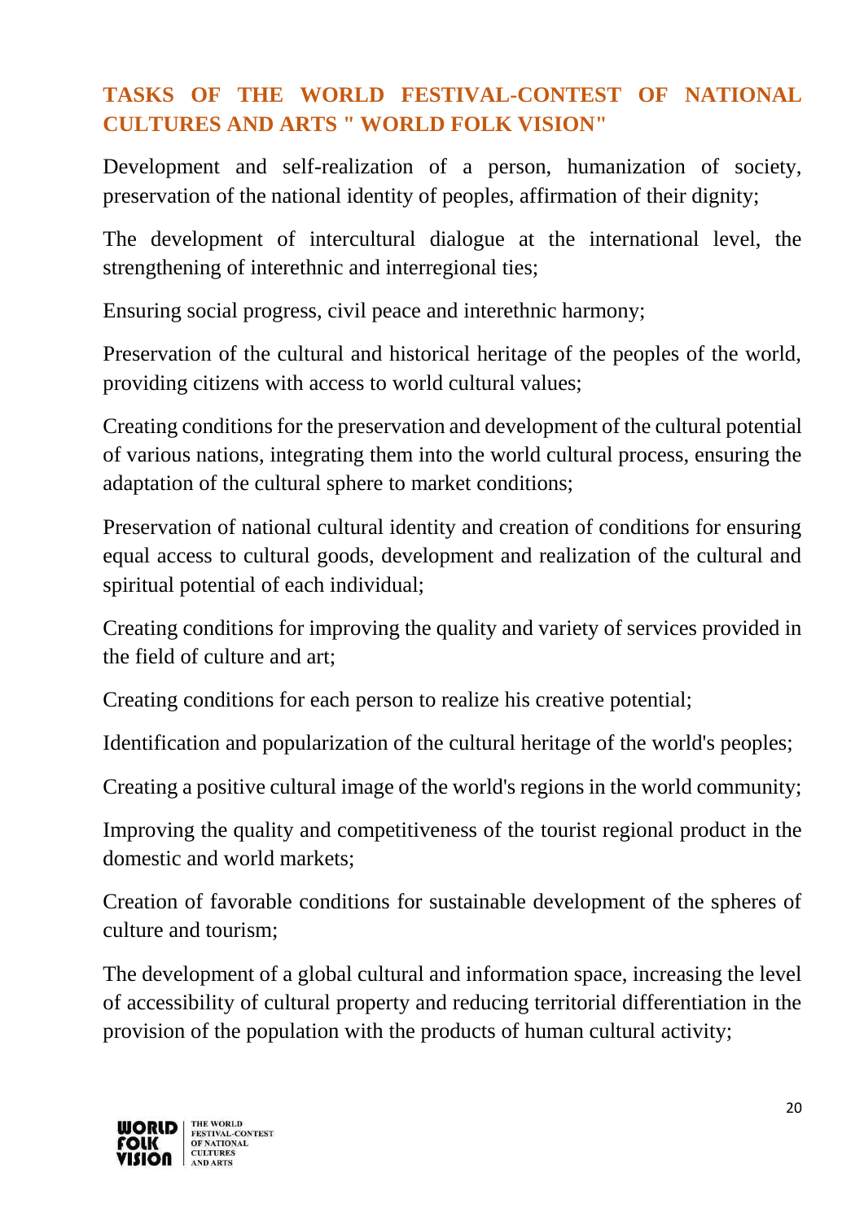## TASKS OF THE WORLD FESTIVAL-CONTEST OF NATIONAL CULTURES AND ARTS " WORLD FOLK VISION"

Development and self-realization of a person, humanization of society, preservation of the national identity of peoples, affirmation of their dignity;

The development of intercultural dialogue at the international level, the strengthening of interethnic and interregional ties;

Ensuring social progress, civil peace and interethnic harmony;

Preservation of the cultural and historical heritage of the peoples of the world, providing citizens with access to world cultural values;

Creating conditions for the preservation and development of the cultural potential of various nations, integrating them into the world cultural process, ensuring the adaptation of the cultural sphere to market conditions;

Preservation of national cultural identity and creation of conditions for ensuring equal access to cultural goods, development and realization of the cultural and spiritual potential of each individual;

Creating conditions for improving the quality and variety of services provided in the field of culture and art;

Creating conditions for each person to realize his creative potential;

Identification and popularization of the cultural heritage of the world's peoples;

Creating a positive cultural image of the world's regions in the world community;

Improving the quality and competitiveness of the tourist regional product in the domestic and world markets;

Creation of favorable conditions for sustainable development of the spheres of culture and tourism;

The development of a global cultural and information space, increasing the level of accessibility of cultural property and reducing territorial differentiation in the provision of the population with the products of human cultural activity;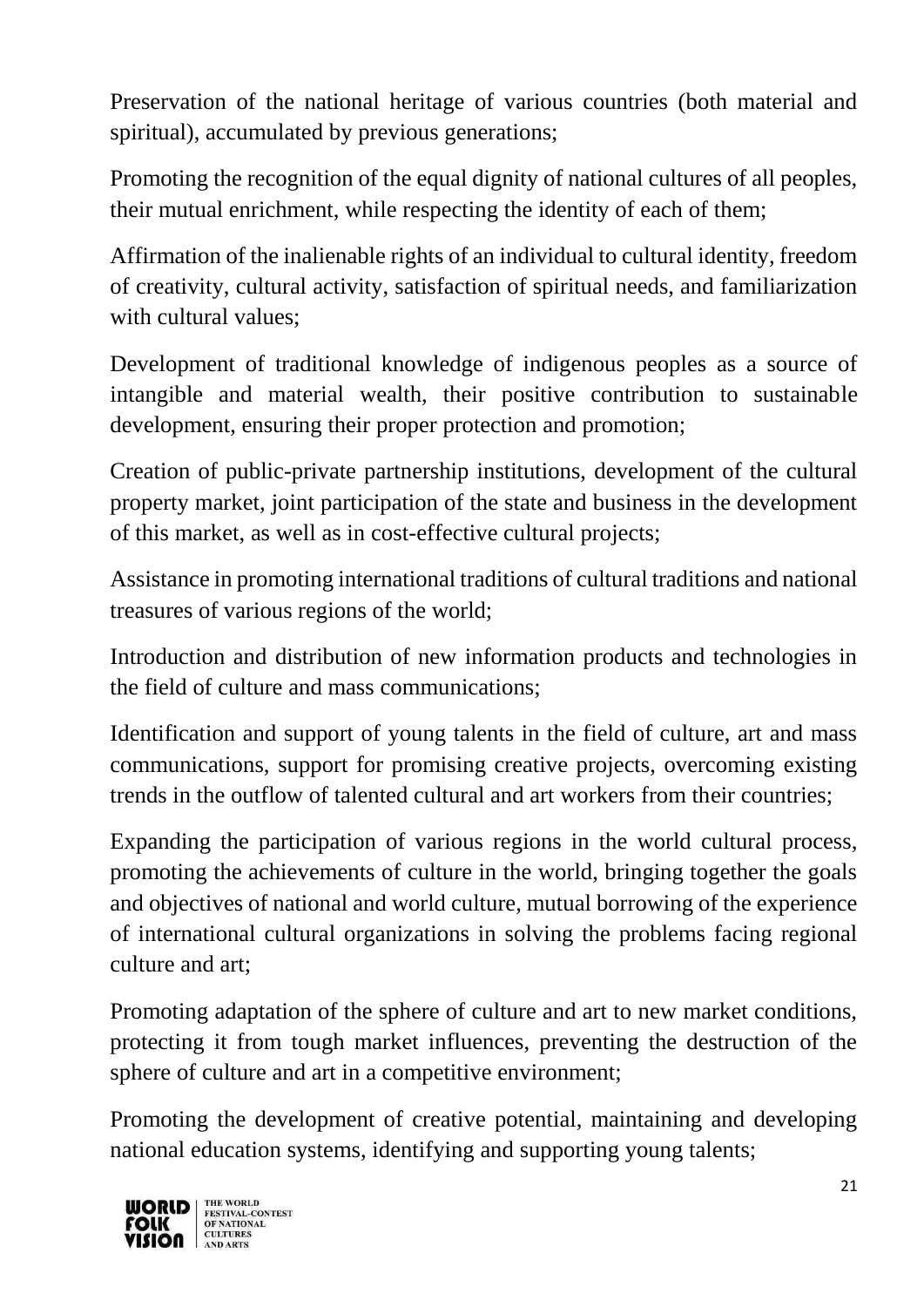Preservation of the national heritage of various countries (both material and spiritual), accumulated by previous generations;

Promoting the recognition of the equal dignity of national cultures of all peoples, their mutual enrichment, while respecting the identity of each of them;

Affirmation of the inalienable rights of an individual to cultural identity, freedom of creativity, cultural activity, satisfaction of spiritual needs, and familiarization with cultural values;

Development of traditional knowledge of indigenous peoples as a source of intangible and material wealth, their positive contribution to sustainable development, ensuring their proper protection and promotion;

Creation of public-private partnership institutions, development of the cultural property market, joint participation of the state and business in the development of this market, as well as in cost-effective cultural projects;

Assistance in promoting international traditions of cultural traditions and national treasures of various regions of the world;

Introduction and distribution of new information products and technologies in the field of culture and mass communications;

Identification and support of young talents in the field of culture, art and mass communications, support for promising creative projects, overcoming existing trends in the outflow of talented cultural and art workers from their countries;

Expanding the participation of various regions in the world cultural process, promoting the achievements of culture in the world, bringing together the goals and objectives of national and world culture, mutual borrowing of the experience of international cultural organizations in solving the problems facing regional culture and art;

Promoting adaptation of the sphere of culture and art to new market conditions, protecting it from tough market influences, preventing the destruction of the sphere of culture and art in a competitive environment;

Promoting the development of creative potential, maintaining and developing national education systems, identifying and supporting young talents;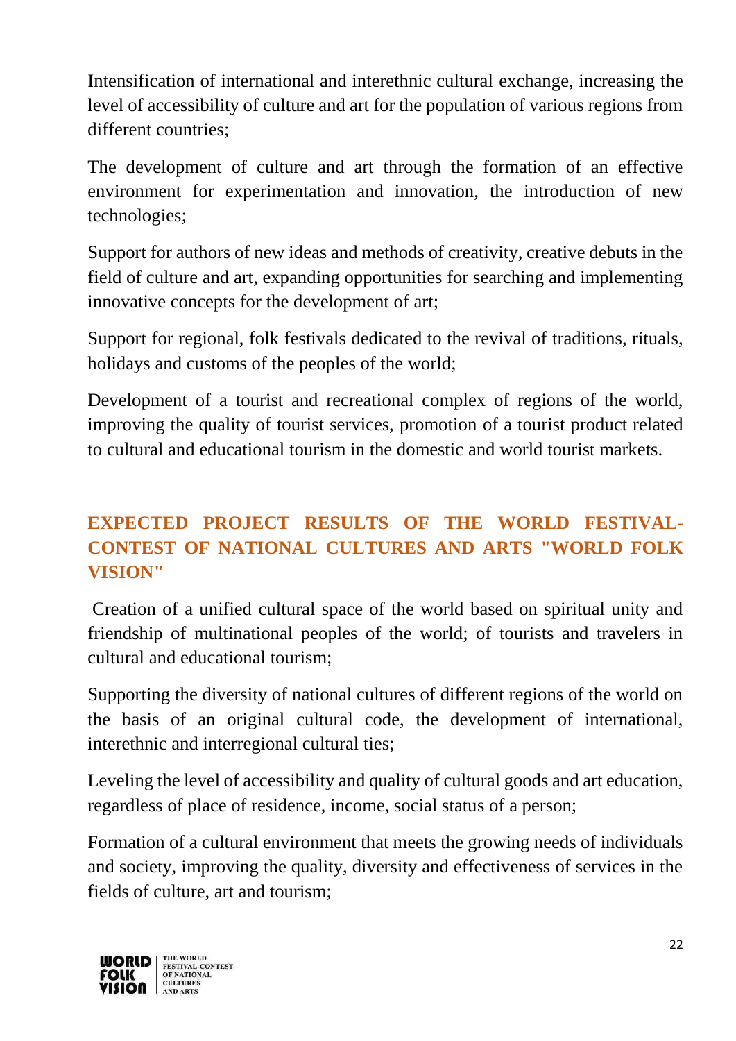Intensification of international and interethnic cultural exchange, increasing the level of accessibility of culture and art for the population of various regions from different countries;

The development of culture and art through the formation of an effective environment for experimentation and innovation, the introduction of new technologies;

Support for authors of new ideas and methods of creativity, creative debuts in the field of culture and art, expanding opportunities for searching and implementing innovative concepts for the development of art;

Support for regional, folk festivals dedicated to the revival of traditions, rituals, holidays and customs of the peoples of the world;

Development of a tourist and recreational complex of regions of the world, improving the quality of tourist services, promotion of a tourist product related to cultural and educational tourism in the domestic and world tourist markets.

## EXPECTED PROJECT RESULTS OF THE WORLD FESTIVAL-CONTEST OF NATIONAL CULTURES AND ARTS "WORLD FOLK VISION"

Creation of a unified cultural space of the world based on spiritual unity and friendship of multinational peoples of the world; of tourists and travelers in cultural and educational tourism;

Supporting the diversity of national cultures of different regions of the world on the basis of an original cultural code, the development of international, interethnic and interregional cultural ties;

Leveling the level of accessibility and quality of cultural goods and art education, regardless of place of residence, income, social status of a person;

Formation of a cultural environment that meets the growing needs of individuals and society, improving the quality, diversity and effectiveness of services in the fields of culture, art and tourism;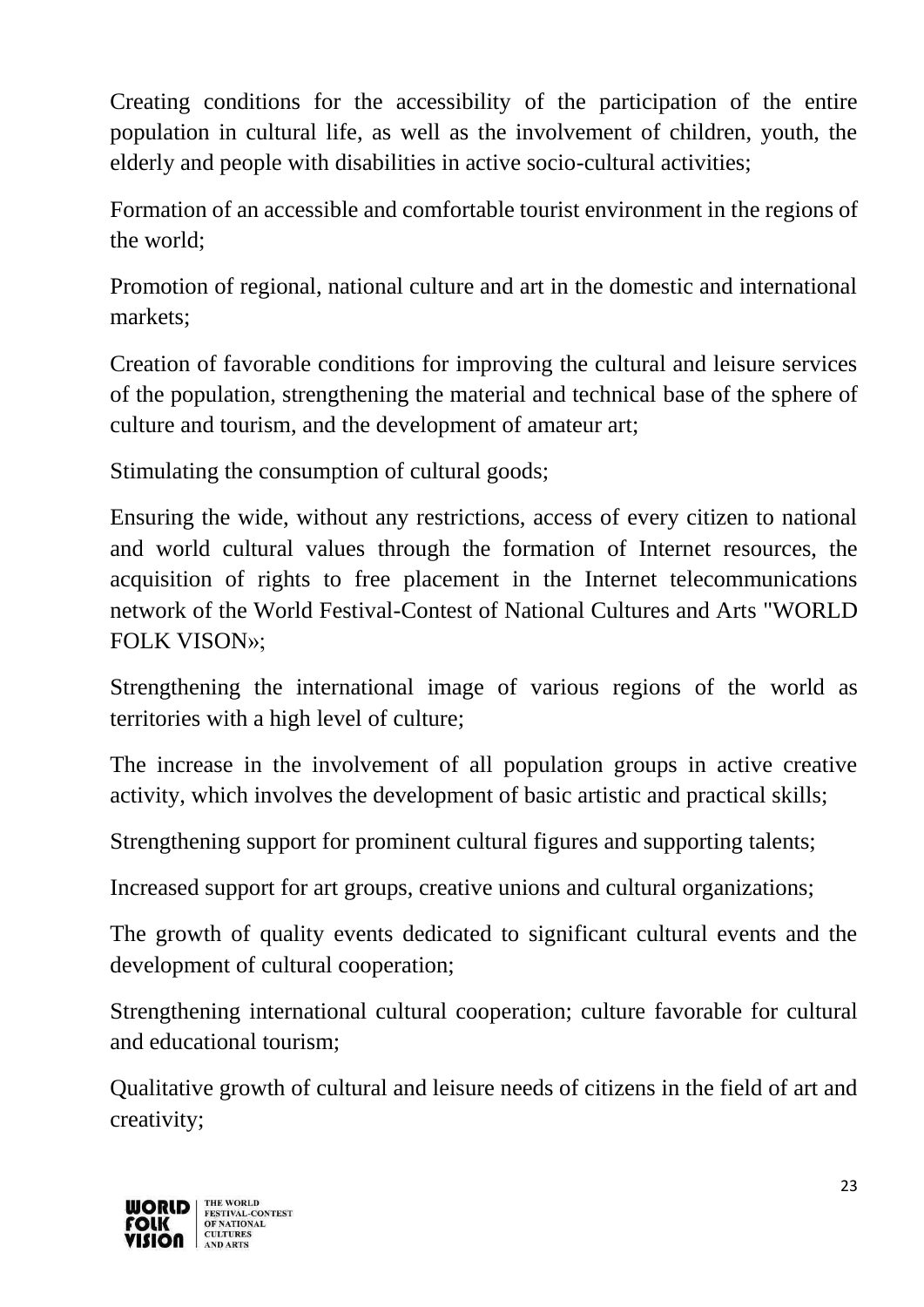Creating conditions for the accessibility of the participation of the entire population in cultural life, as well as the involvement of children, youth, the elderly and people with disabilities in active socio-cultural activities;

Formation of an accessible and comfortable tourist environment in the regions of the world;

Promotion of regional, national culture and art in the domestic and international markets;

Creation of favorable conditions for improving the cultural and leisure services of the population, strengthening the material and technical base of the sphere of culture and tourism, and the development of amateur art;

Stimulating the consumption of cultural goods;

Ensuring the wide, without any restrictions, access of every citizen to national and world cultural values through the formation of Internet resources, the acquisition of rights to free placement in the Internet telecommunications network of the World Festival-Contest of National Cultures and Arts "WORLD FOLK VISON»;

Strengthening the international image of various regions of the world as territories with a high level of culture;

The increase in the involvement of all population groups in active creative activity, which involves the development of basic artistic and practical skills;

Strengthening support for prominent cultural figures and supporting talents;

Increased support for art groups, creative unions and cultural organizations;

The growth of quality events dedicated to significant cultural events and the development of cultural cooperation;

Strengthening international cultural cooperation; culture favorable for cultural and educational tourism;

Qualitative growth of cultural and leisure needs of citizens in the field of art and creativity;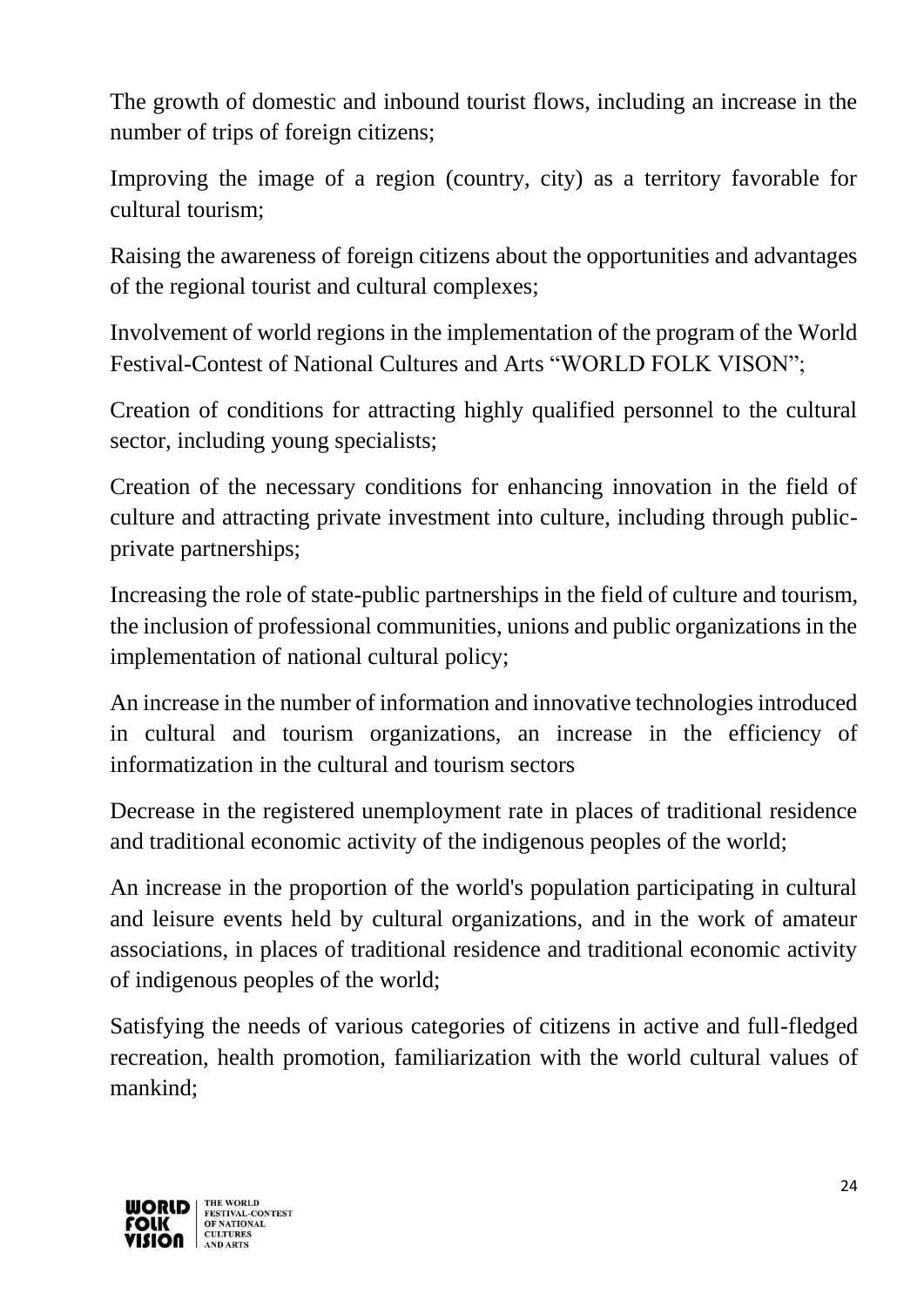The growth of domestic and inbound tourist flows, including an increase in the number of trips of foreign citizens;

Improving the image of a region (country, city) as a territory favorable for cultural tourism;

Raising the awareness of foreign citizens about the opportunities and advantages of the regional tourist and cultural complexes;

Involvement of world regions in the implementation of the program of the World Festival-Contest of National Cultures and Arts "WORLD FOLK VISON";

Creation of conditions for attracting highly qualified personnel to the cultural sector, including young specialists;

Creation of the necessary conditions for enhancing innovation in the field of culture and attracting private investment into culture, including through public-private partnerships;

Increasing the role of state-public partnerships in the field of culture and tourism, the inclusion of professional communities, unions and public organizations in the implementation of national cultural policy;

An increase in the number of information and innovative technologies introduced in cultural and tourism organizations, an increase in the efficiency of informatization in the cultural and tourism sectors

Decrease in the registered unemployment rate in places of traditional residence and traditional economic activity of the indigenous peoples of the world;

An increase in the proportion of the world's population participating in cultural and leisure events held by cultural organizations, and in the work of amateur associations, in places of traditional residence and traditional economic activity of indigenous peoples of the world;

Satisfying the needs of various categories of citizens in active and full-fledged recreation, health promotion, familiarization with the world cultural values of mankind;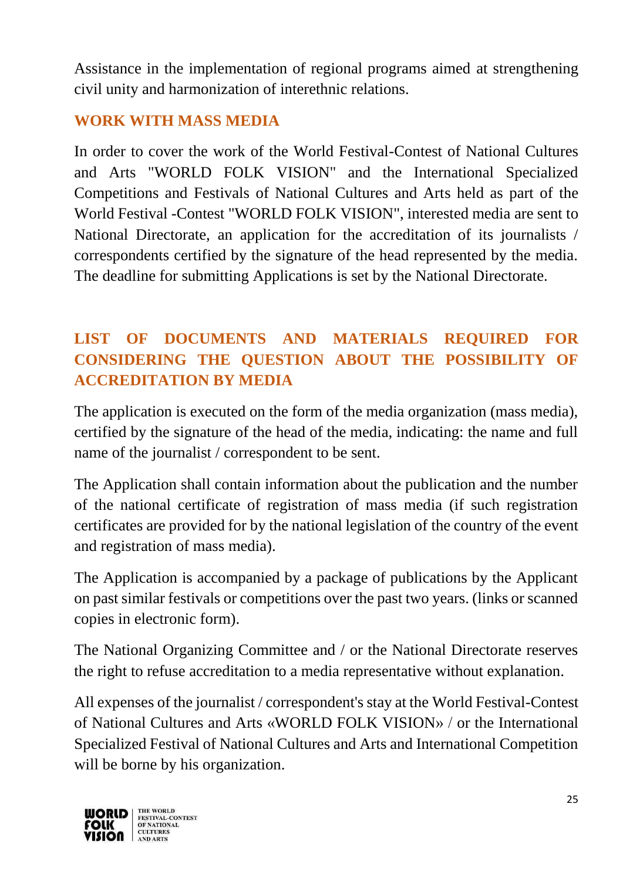Assistance in the implementation of regional programs aimed at strengthening civil unity and harmonization of interethnic relations.

## WORK WITH MASS MEDIA

In order to cover the work of the World Festival-Contest of National Cultures and Arts "WORLD FOLK VISION" and the International Specialized Competitions and Festivals of National Cultures and Arts held as part of the World Festival -Contest "WORLD FOLK VISION", interested media are sent to National Directorate, an application for the accreditation of its journalists / correspondents certified by the signature of the head represented by the media. The deadline for submitting Applications is set by the National Directorate.

## LIST OF DOCUMENTS AND MATERIALS REQUIRED FOR CONSIDERING THE QUESTION ABOUT THE POSSIBILITY OF ACCREDITATION BY MEDIA

The application is executed on the form of the media organization (mass media), certified by the signature of the head of the media, indicating: the name and full name of the journalist / correspondent to be sent.

The Application shall contain information about the publication and the number of the national certificate of registration of mass media (if such registration certificates are provided for by the national legislation of the country of the event and registration of mass media).

The Application is accompanied by a package of publications by the Applicant on past similar festivals or competitions over the past two years. (links or scanned copies in electronic form).

The National Organizing Committee and / or the National Directorate reserves the right to refuse accreditation to a media representative without explanation.

All expenses of the journalist / correspondent's stay at the World Festival-Contest of National Cultures and Arts «WORLD FOLK VISION» / or the International Specialized Festival of National Cultures and Arts and International Competition will be borne by his organization.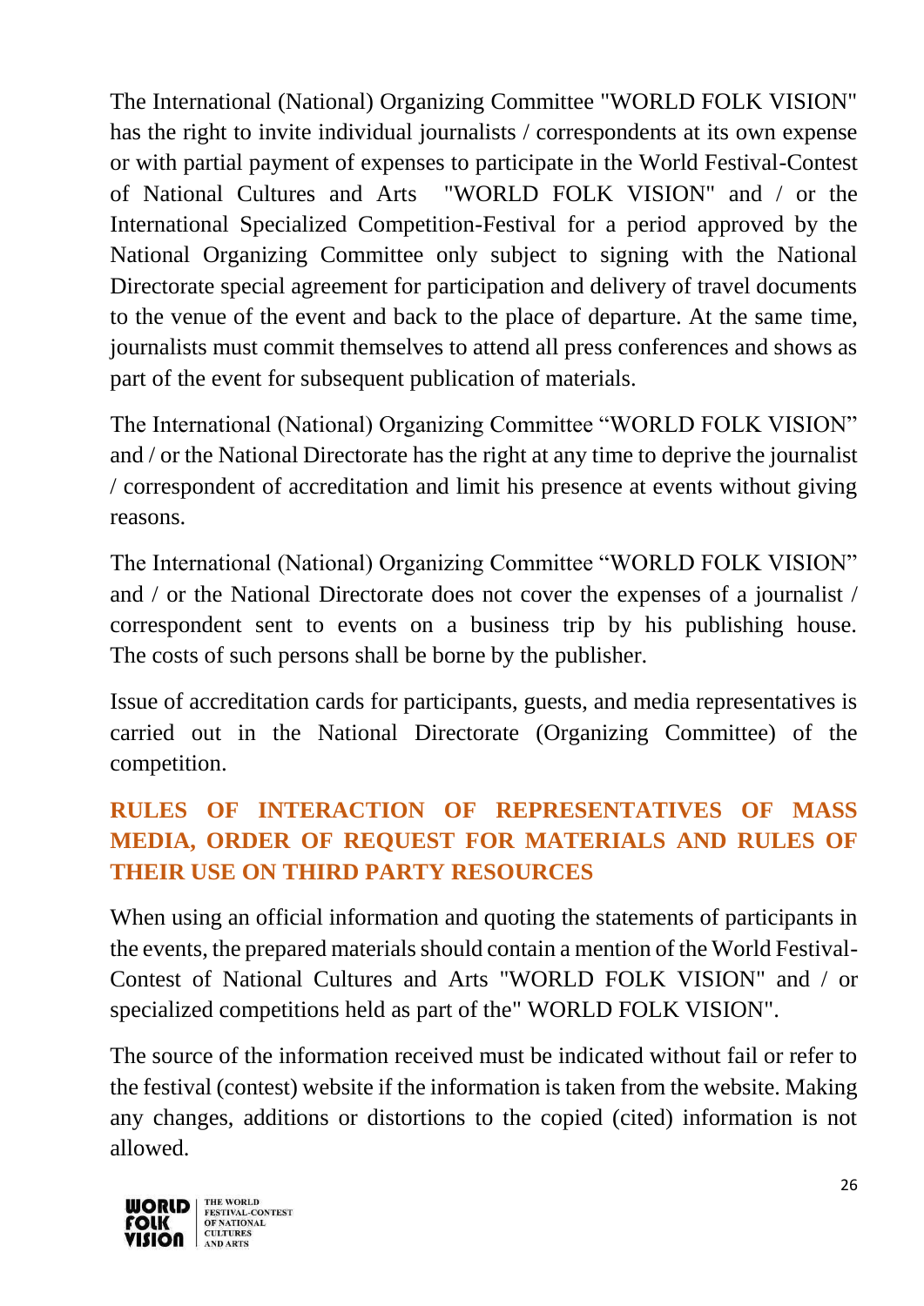The International (National) Organizing Committee "WORLD FOLK VISION" has the right to invite individual journalists / correspondents at its own expense or with partial payment of expenses to participate in the World Festival-Contest of National Cultures and Arts "WORLD FOLK VISION" and / or the International Specialized Competition-Festival for a period approved by the National Organizing Committee only subject to signing with the National Directorate special agreement for participation and delivery of travel documents to the venue of the event and back to the place of departure. At the same time, journalists must commit themselves to attend all press conferences and shows as part of the event for subsequent publication of materials.

The International (National) Organizing Committee "WORLD FOLK VISION" and / or the National Directorate has the right at any time to deprive the journalist / correspondent of accreditation and limit his presence at events without giving reasons.

The International (National) Organizing Committee "WORLD FOLK VISION" and / or the National Directorate does not cover the expenses of a journalist / correspondent sent to events on a business trip by his publishing house. The costs of such persons shall be borne by the publisher.

Issue of accreditation cards for participants, guests, and media representatives is carried out in the National Directorate (Organizing Committee) of the competition.

## RULES OF INTERACTION OF REPRESENTATIVES OF MASS MEDIA, ORDER OF REQUEST FOR MATERIALS AND RULES OF THEIR USE ON THIRD PARTY RESOURCES

When using an official information and quoting the statements of participants in the events, the prepared materials should contain a mention of the World Festival-Contest of National Cultures and Arts "WORLD FOLK VISION" and / or specialized competitions held as part of the" WORLD FOLK VISION".

The source of the information received must be indicated without fail or refer to the festival (contest) website if the information is taken from the website. Making any changes, additions or distortions to the copied (cited) information is not allowed.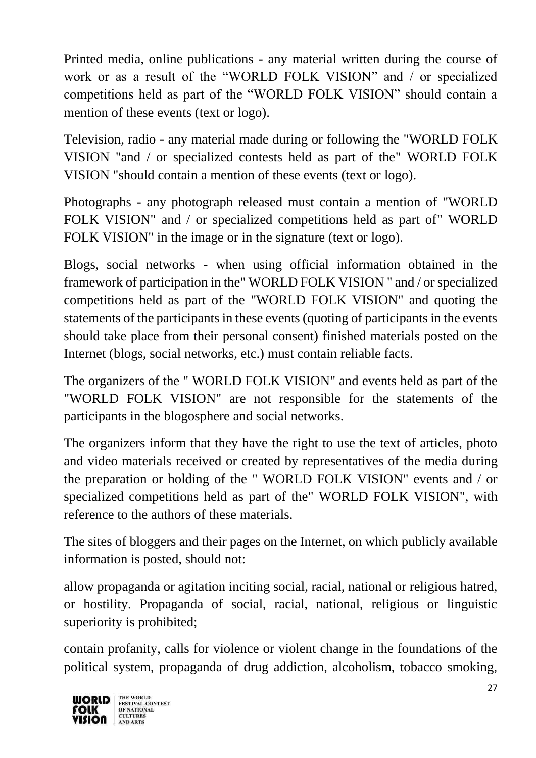Printed media, online publications - any material written during the course of work or as a result of the “WORLD FOLK VISION” and / or specialized competitions held as part of the “WORLD FOLK VISION” should contain a mention of these events (text or logo).

Television, radio - any material made during or following the "WORLD FOLK VISION "and / or specialized contests held as part of the" WORLD FOLK VISION "should contain a mention of these events (text or logo).

Photographs - any photograph released must contain a mention of "WORLD FOLK VISION" and / or specialized competitions held as part of" WORLD FOLK VISION" in the image or in the signature (text or logo).

Blogs, social networks - when using official information obtained in the framework of participation in the" WORLD FOLK VISION " and / or specialized competitions held as part of the "WORLD FOLK VISION" and quoting the statements of the participants in these events (quoting of participants in the events should take place from their personal consent) finished materials posted on the Internet (blogs, social networks, etc.) must contain reliable facts.

The organizers of the " WORLD FOLK VISION" and events held as part of the "WORLD FOLK VISION" are not responsible for the statements of the participants in the blogosphere and social networks.

The organizers inform that they have the right to use the text of articles, photo and video materials received or created by representatives of the media during the preparation or holding of the " WORLD FOLK VISION" events and / or specialized competitions held as part of the" WORLD FOLK VISION", with reference to the authors of these materials.

The sites of bloggers and their pages on the Internet, on which publicly available information is posted, should not:

allow propaganda or agitation inciting social, racial, national or religious hatred, or hostility. Propaganda of social, racial, national, religious or linguistic superiority is prohibited;

contain profanity, calls for violence or violent change in the foundations of the political system, propaganda of drug addiction, alcoholism, tobacco smoking,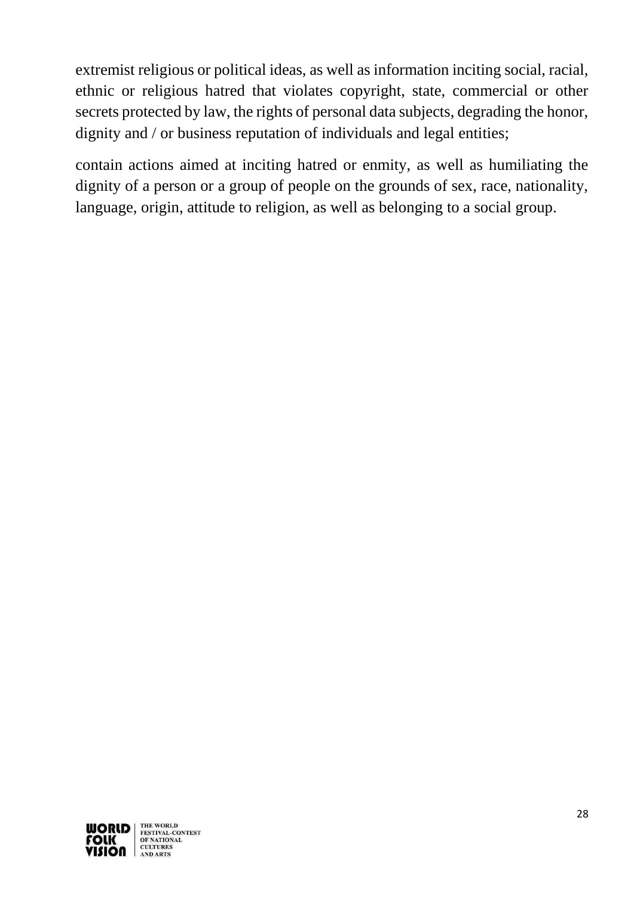extremist religious or political ideas, as well as information inciting social, racial, ethnic or religious hatred that violates copyright, state, commercial or other secrets protected by law, the rights of personal data subjects, degrading the honor, dignity and / or business reputation of individuals and legal entities;

contain actions aimed at inciting hatred or enmity, as well as humiliating the dignity of a person or a group of people on the grounds of sex, race, nationality, language, origin, attitude to religion, as well as belonging to a social group.